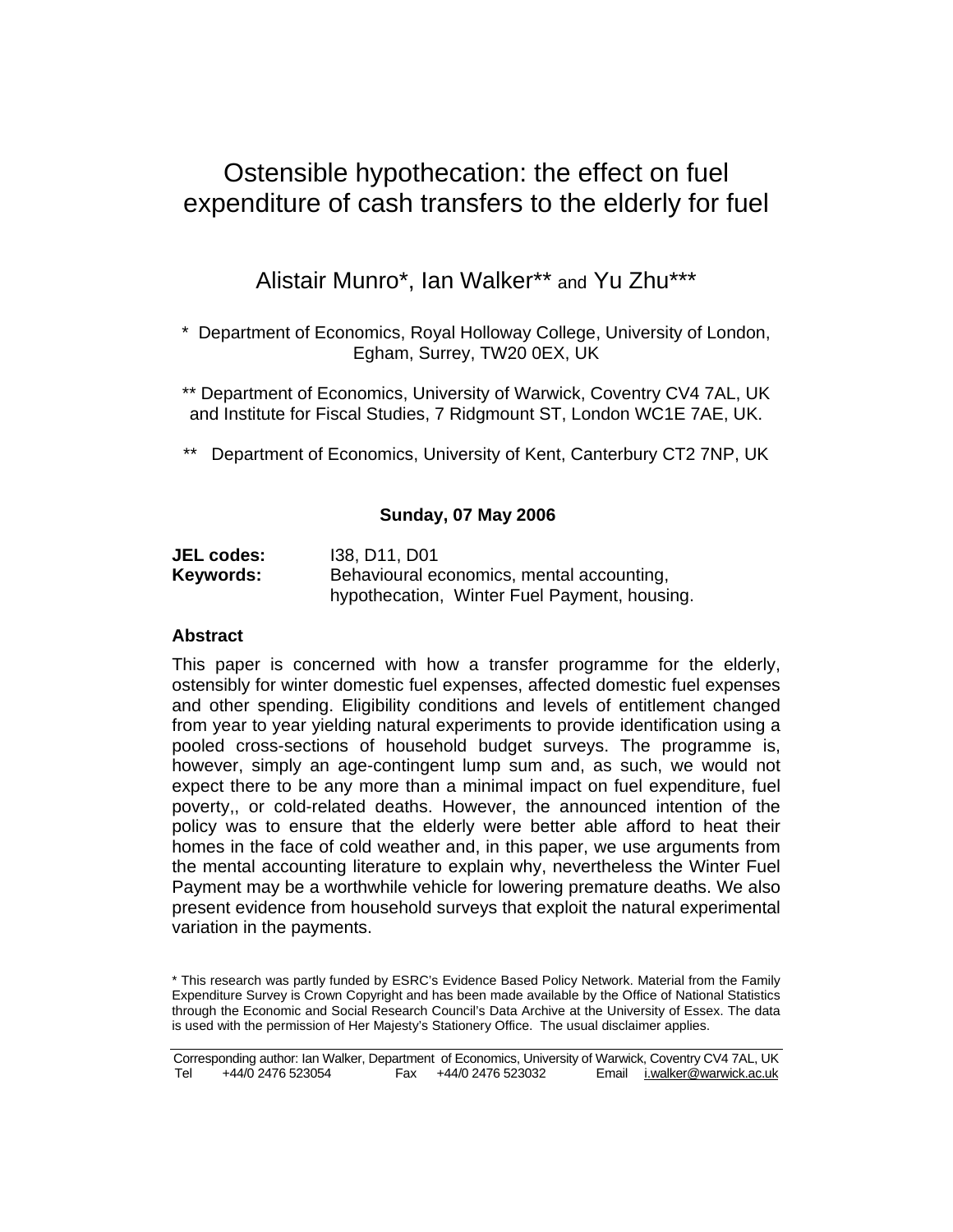# Ostensible hypothecation: the effect on fuel expenditure of cash transfers to the elderly for fuel

Alistair Munro*, Ian Walker** and Yu Zhu***

\* Department of Economics, Royal Holloway College, University of London, Egham, Surrey, TW20 0EX, UK

** Department of Economics, University of Warwick, Coventry CV4 7AL, UK and Institute for Fiscal Studies, 7 Ridgmount ST, London WC1E 7AE, UK.

** Department of Economics, University of Kent, Canterbury CT2 7NP, UK

**Sunday, 07 May 2006**

| | |
|---|---|
| **JEL codes:** | I38, D11, D01 |
| **Keywords:** | Behavioural economics, mental accounting, hypothecation, Winter Fuel Payment, housing. |

## Abstract

This paper is concerned with how a transfer programme for the elderly, ostensibly for winter domestic fuel expenses, affected domestic fuel expenses and other spending. Eligibility conditions and levels of entitlement changed from year to year yielding natural experiments to provide identification using a pooled cross-sections of household budget surveys. The programme is, however, simply an age-contingent lump sum and, as such, we would not expect there to be any more than a minimal impact on fuel expenditure, fuel poverty,, or cold-related deaths. However, the announced intention of the policy was to ensure that the elderly were better able afford to heat their homes in the face of cold weather and, in this paper, we use arguments from the mental accounting literature to explain why, nevertheless the Winter Fuel Payment may be a worthwhile vehicle for lowering premature deaths. We also present evidence from household surveys that exploit the natural experimental variation in the payments.

\* This research was partly funded by ESRC's Evidence Based Policy Network. Material from the Family Expenditure Survey is Crown Copyright and has been made available by the Office of National Statistics through the Economic and Social Research Council's Data Archive at the University of Essex. The data is used with the permission of Her Majesty's Stationery Office. The usual disclaimer applies.

Corresponding author: Ian Walker, Department of Economics, University of Warwick, Coventry CV4 7AL, UK
Tel +44/0 2476 523054 Fax +44/0 2476 523032 Email i.walker@warwick.ac.uk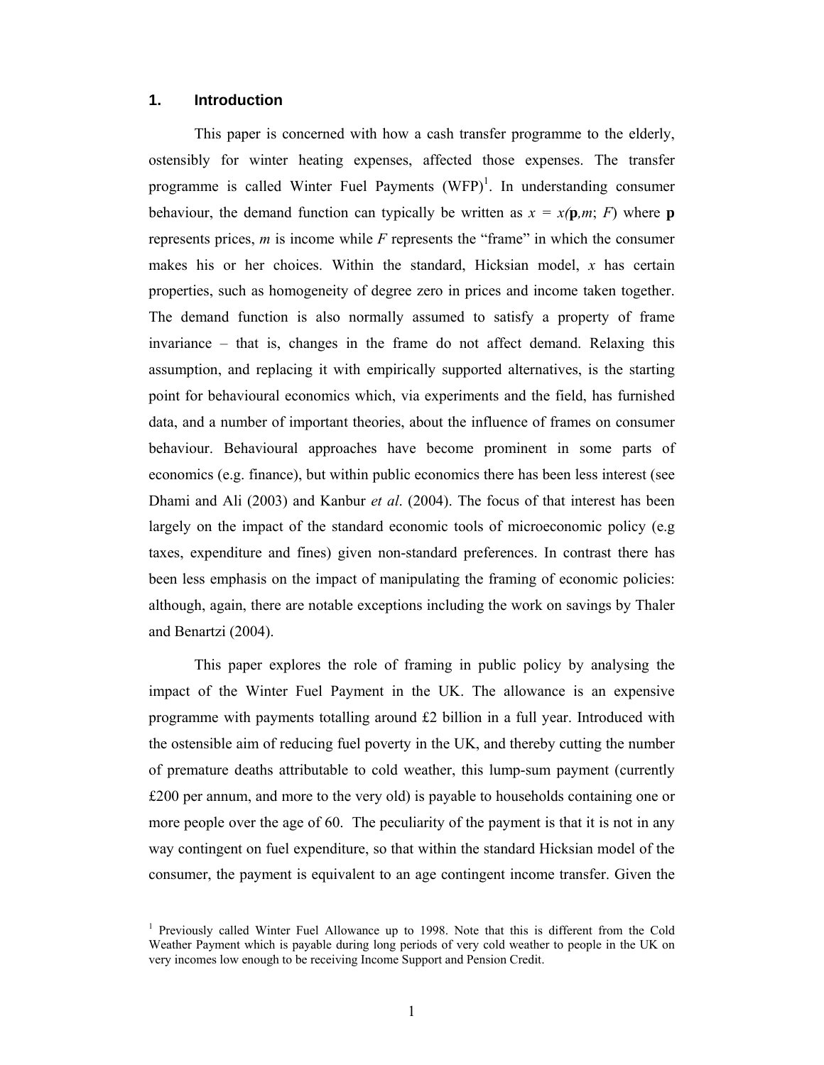## 1. Introduction

This paper is concerned with how a cash transfer programme to the elderly, ostensibly for winter heating expenses, affected those expenses. The transfer programme is called Winter Fuel Payments (WFP)[1]. In understanding consumer behaviour, the demand function can typically be written as $x = x(\mathbf{p}, m; F)$ where $\mathbf{p}$ represents prices, $m$ is income while $F$ represents the "frame" in which the consumer makes his or her choices. Within the standard, Hicksian model, $x$ has certain properties, such as homogeneity of degree zero in prices and income taken together. The demand function is also normally assumed to satisfy a property of frame invariance – that is, changes in the frame do not affect demand. Relaxing this assumption, and replacing it with empirically supported alternatives, is the starting point for behavioural economics which, via experiments and the field, has furnished data, and a number of important theories, about the influence of frames on consumer behaviour. Behavioural approaches have become prominent in some parts of economics (e.g. finance), but within public economics there has been less interest (see Dhami and Ali (2003) and Kanbur *et al*. (2004). The focus of that interest has been largely on the impact of the standard economic tools of microeconomic policy (e.g taxes, expenditure and fines) given non-standard preferences. In contrast there has been less emphasis on the impact of manipulating the framing of economic policies: although, again, there are notable exceptions including the work on savings by Thaler and Benartzi (2004).

This paper explores the role of framing in public policy by analysing the impact of the Winter Fuel Payment in the UK. The allowance is an expensive programme with payments totalling around £2 billion in a full year. Introduced with the ostensible aim of reducing fuel poverty in the UK, and thereby cutting the number of premature deaths attributable to cold weather, this lump-sum payment (currently £200 per annum, and more to the very old) is payable to households containing one or more people over the age of 60. The peculiarity of the payment is that it is not in any way contingent on fuel expenditure, so that within the standard Hicksian model of the consumer, the payment is equivalent to an age contingent income transfer. Given the

[1] Previously called Winter Fuel Allowance up to 1998. Note that this is different from the Cold Weather Payment which is payable during long periods of very cold weather to people in the UK on very incomes low enough to be receiving Income Support and Pension Credit.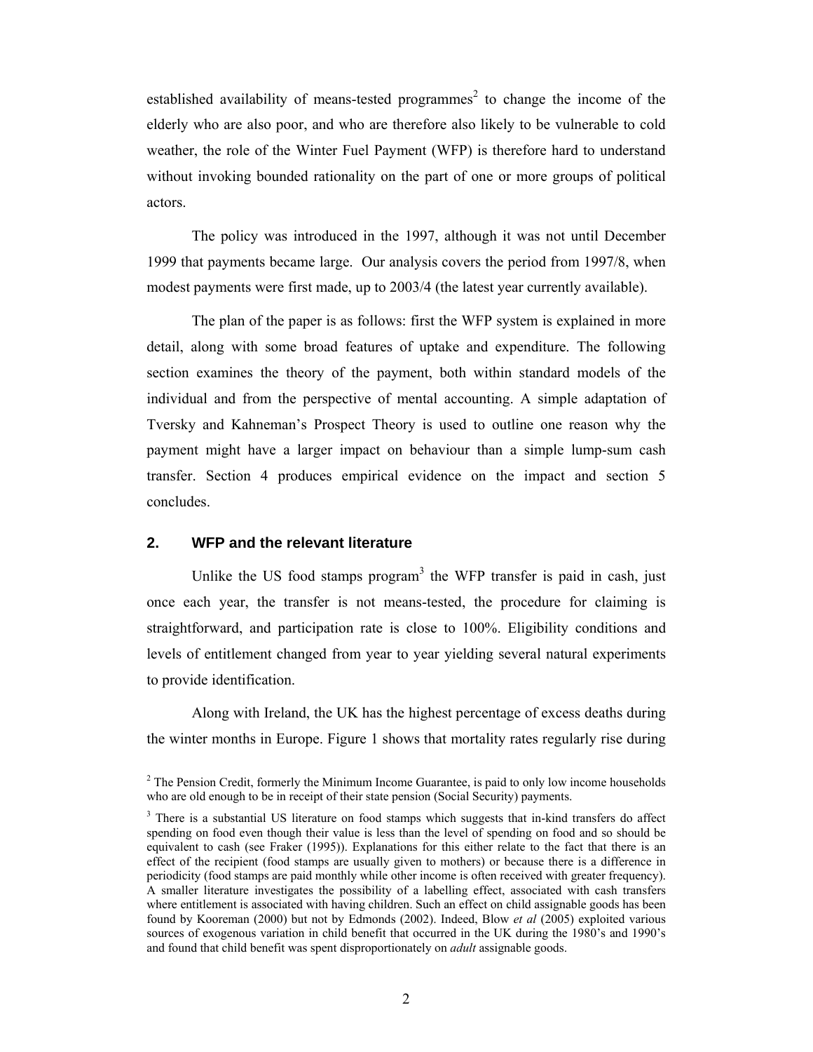established availability of means-tested programmes[2] to change the income of the elderly who are also poor, and who are therefore also likely to be vulnerable to cold weather, the role of the Winter Fuel Payment (WFP) is therefore hard to understand without invoking bounded rationality on the part of one or more groups of political actors.

The policy was introduced in the 1997, although it was not until December 1999 that payments became large. Our analysis covers the period from 1997/8, when modest payments were first made, up to 2003/4 (the latest year currently available).

The plan of the paper is as follows: first the WFP system is explained in more detail, along with some broad features of uptake and expenditure. The following section examines the theory of the payment, both within standard models of the individual and from the perspective of mental accounting. A simple adaptation of Tversky and Kahneman's Prospect Theory is used to outline one reason why the payment might have a larger impact on behaviour than a simple lump-sum cash transfer. Section 4 produces empirical evidence on the impact and section 5 concludes.

## 2. WFP and the relevant literature

Unlike the US food stamps program[3] the WFP transfer is paid in cash, just once each year, the transfer is not means-tested, the procedure for claiming is straightforward, and participation rate is close to 100%. Eligibility conditions and levels of entitlement changed from year to year yielding several natural experiments to provide identification.

Along with Ireland, the UK has the highest percentage of excess deaths during the winter months in Europe. Figure 1 shows that mortality rates regularly rise during

[2] The Pension Credit, formerly the Minimum Income Guarantee, is paid to only low income households who are old enough to be in receipt of their state pension (Social Security) payments.

[3] There is a substantial US literature on food stamps which suggests that in-kind transfers do affect spending on food even though their value is less than the level of spending on food and so should be equivalent to cash (see Fraker (1995)). Explanations for this either relate to the fact that there is an effect of the recipient (food stamps are usually given to mothers) or because there is a difference in periodicity (food stamps are paid monthly while other income is often received with greater frequency). A smaller literature investigates the possibility of a labelling effect, associated with cash transfers where entitlement is associated with having children. Such an effect on child assignable goods has been found by Kooreman (2000) but not by Edmonds (2002). Indeed, Blow *et al* (2005) exploited various sources of exogenous variation in child benefit that occurred in the UK during the 1980's and 1990's and found that child benefit was spent disproportionately on *adult* assignable goods.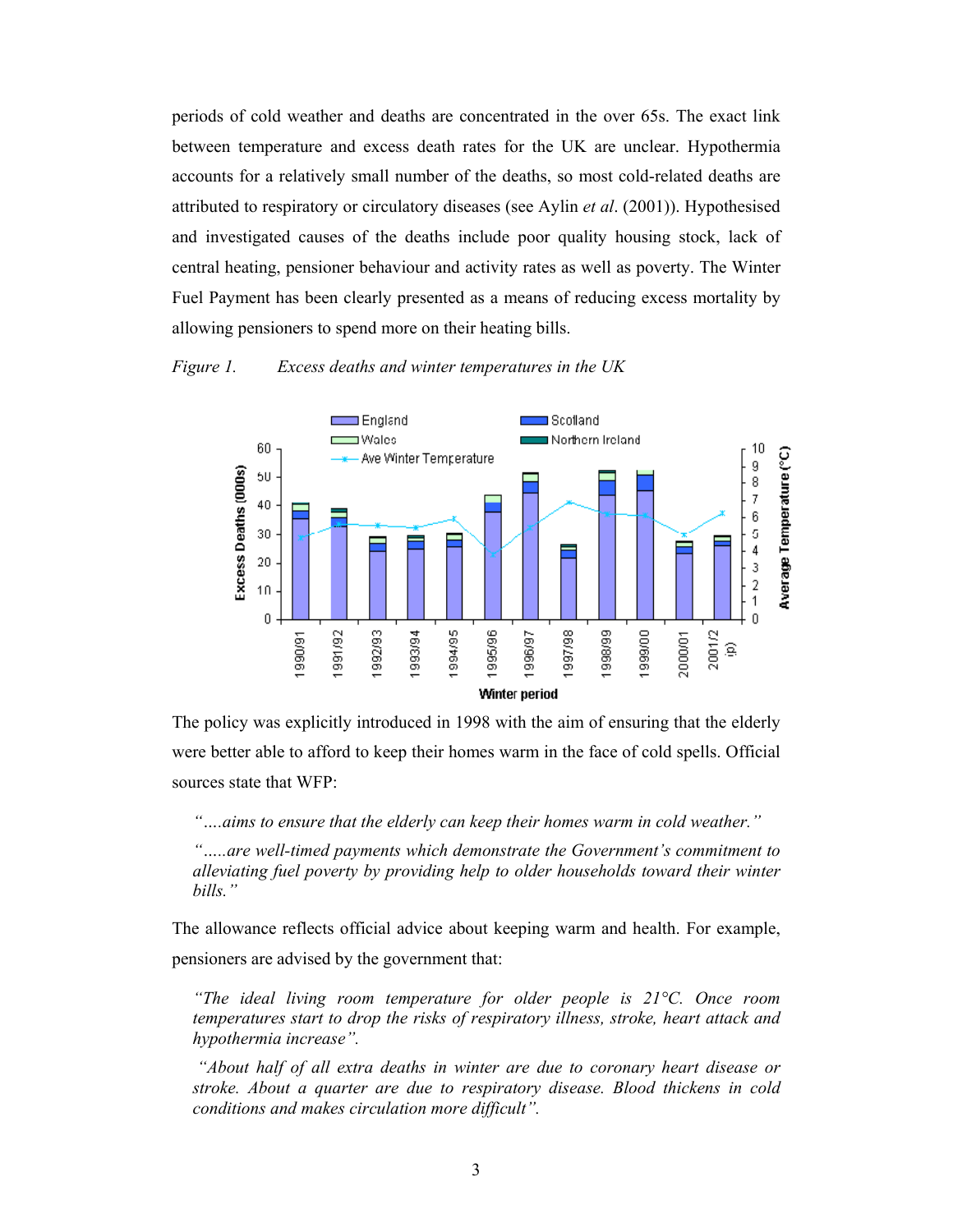periods of cold weather and deaths are concentrated in the over 65s. The exact link between temperature and excess death rates for the UK are unclear. Hypothermia accounts for a relatively small number of the deaths, so most cold-related deaths are attributed to respiratory or circulatory diseases (see Aylin *et al*. (2001)). Hypothesised and investigated causes of the deaths include poor quality housing stock, lack of central heating, pensioner behaviour and activity rates as well as poverty. The Winter Fuel Payment has been clearly presented as a means of reducing excess mortality by allowing pensioners to spend more on their heating bills.

*Figure 1. Excess deaths and winter temperatures in the UK*

The policy was explicitly introduced in 1998 with the aim of ensuring that the elderly were better able to afford to keep their homes warm in the face of cold spells. Official sources state that WFP:

> *"….aims to ensure that the elderly can keep their homes warm in cold weather."*
>
> *".....are well-timed payments which demonstrate the Government's commitment to alleviating fuel poverty by providing help to older households toward their winter bills."*

The allowance reflects official advice about keeping warm and health. For example, pensioners are advised by the government that:

> *"The ideal living room temperature for older people is 21°C. Once room temperatures start to drop the risks of respiratory illness, stroke, heart attack and hypothermia increase".*
>
> *"About half of all extra deaths in winter are due to coronary heart disease or stroke. About a quarter are due to respiratory disease. Blood thickens in cold conditions and makes circulation more difficult".*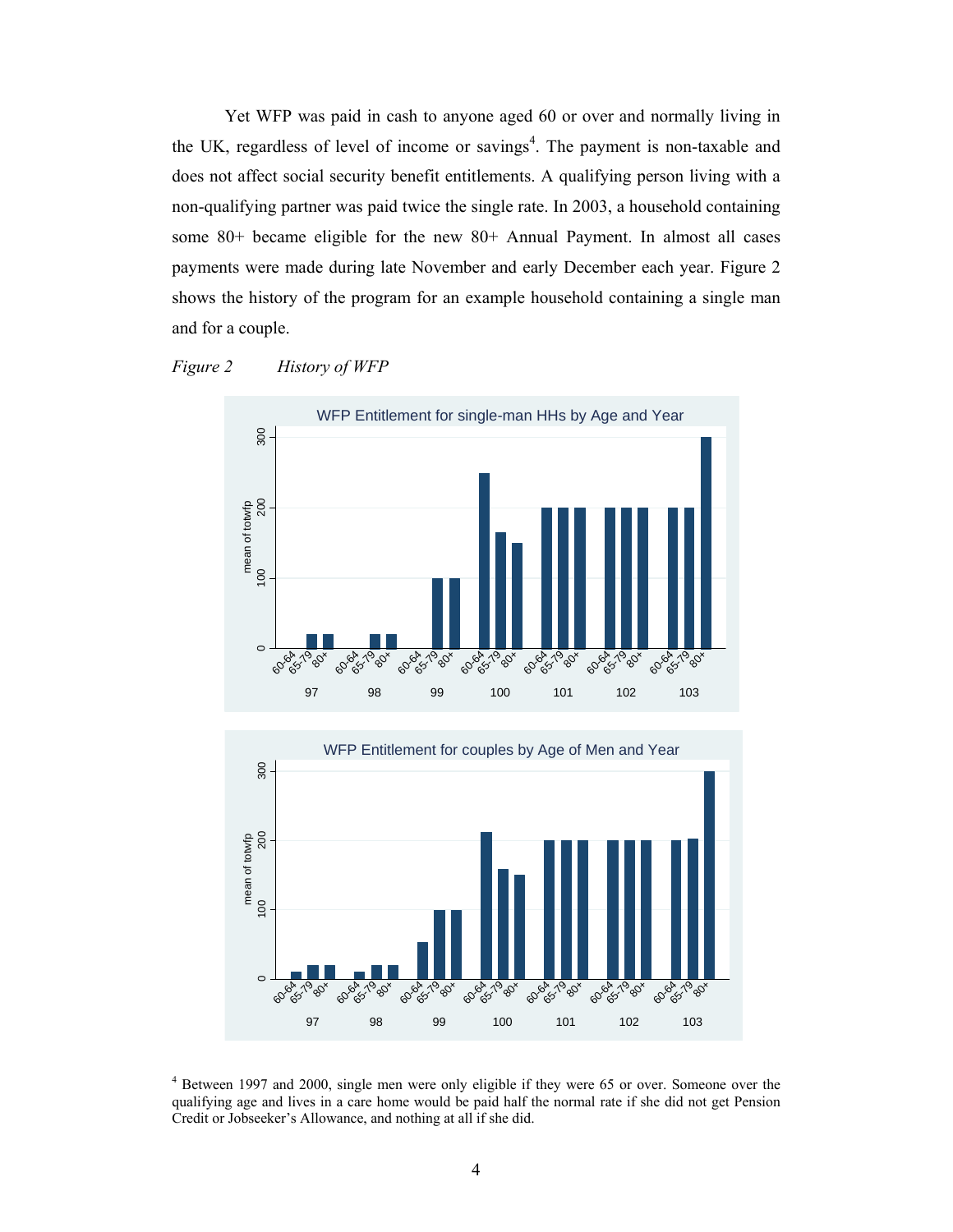Yet WFP was paid in cash to anyone aged 60 or over and normally living in the UK, regardless of level of income or savings[4]. The payment is non-taxable and does not affect social security benefit entitlements. A qualifying person living with a non-qualifying partner was paid twice the single rate. In 2003, a household containing some 80+ became eligible for the new 80+ Annual Payment. In almost all cases payments were made during late November and early December each year. Figure 2 shows the history of the program for an example household containing a single man and for a couple.

*Figure 2 History of WFP*

[4] Between 1997 and 2000, single men were only eligible if they were 65 or over. Someone over the qualifying age and lives in a care home would be paid half the normal rate if she did not get Pension Credit or Jobseeker's Allowance, and nothing at all if she did.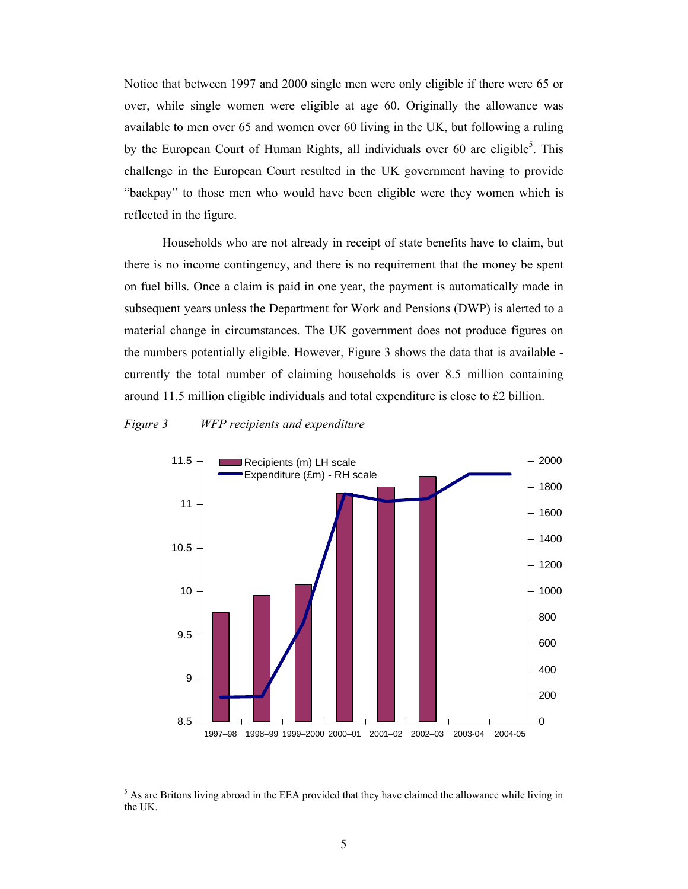Notice that between 1997 and 2000 single men were only eligible if there were 65 or over, while single women were eligible at age 60. Originally the allowance was available to men over 65 and women over 60 living in the UK, but following a ruling by the European Court of Human Rights, all individuals over 60 are eligible[5]. This challenge in the European Court resulted in the UK government having to provide "backpay" to those men who would have been eligible were they women which is reflected in the figure.

Households who are not already in receipt of state benefits have to claim, but there is no income contingency, and there is no requirement that the money be spent on fuel bills. Once a claim is paid in one year, the payment is automatically made in subsequent years unless the Department for Work and Pensions (DWP) is alerted to a material change in circumstances. The UK government does not produce figures on the numbers potentially eligible. However, Figure 3 shows the data that is available - currently the total number of claiming households is over 8.5 million containing around 11.5 million eligible individuals and total expenditure is close to £2 billion.

*Figure 3 WFP recipients and expenditure*

[5] As are Britons living abroad in the EEA provided that they have claimed the allowance while living in the UK.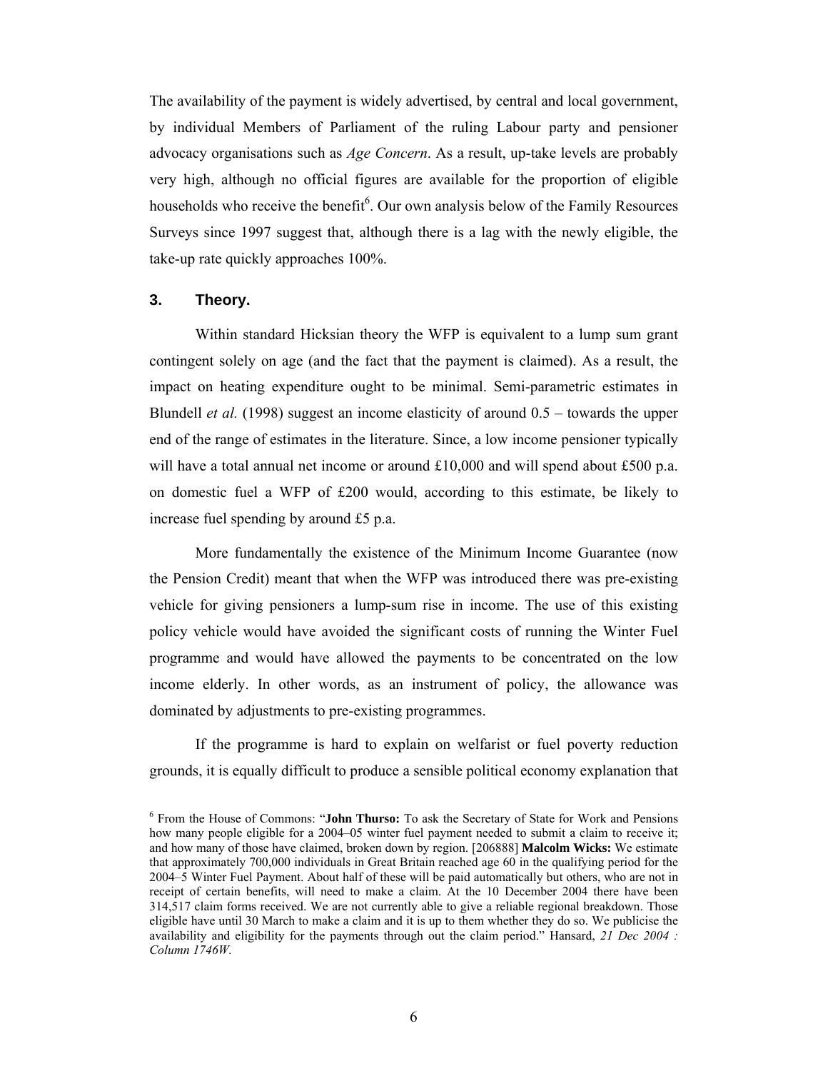The availability of the payment is widely advertised, by central and local government, by individual Members of Parliament of the ruling Labour party and pensioner advocacy organisations such as *Age Concern*. As a result, up-take levels are probably very high, although no official figures are available for the proportion of eligible households who receive the benefit[6]. Our own analysis below of the Family Resources Surveys since 1997 suggest that, although there is a lag with the newly eligible, the take-up rate quickly approaches 100%.

## 3. Theory.

Within standard Hicksian theory the WFP is equivalent to a lump sum grant contingent solely on age (and the fact that the payment is claimed). As a result, the impact on heating expenditure ought to be minimal. Semi-parametric estimates in Blundell *et al.* (1998) suggest an income elasticity of around 0.5 – towards the upper end of the range of estimates in the literature. Since, a low income pensioner typically will have a total annual net income or around £10,000 and will spend about £500 p.a. on domestic fuel a WFP of £200 would, according to this estimate, be likely to increase fuel spending by around £5 p.a.

More fundamentally the existence of the Minimum Income Guarantee (now the Pension Credit) meant that when the WFP was introduced there was pre-existing vehicle for giving pensioners a lump-sum rise in income. The use of this existing policy vehicle would have avoided the significant costs of running the Winter Fuel programme and would have allowed the payments to be concentrated on the low income elderly. In other words, as an instrument of policy, the allowance was dominated by adjustments to pre-existing programmes.

If the programme is hard to explain on welfarist or fuel poverty reduction grounds, it is equally difficult to produce a sensible political economy explanation that

[6] From the House of Commons: "**John Thurso:** To ask the Secretary of State for Work and Pensions how many people eligible for a 2004–05 winter fuel payment needed to submit a claim to receive it; and how many of those have claimed, broken down by region. [206888] **Malcolm Wicks:** We estimate that approximately 700,000 individuals in Great Britain reached age 60 in the qualifying period for the 2004–5 Winter Fuel Payment. About half of these will be paid automatically but others, who are not in receipt of certain benefits, will need to make a claim. At the 10 December 2004 there have been 314,517 claim forms received. We are not currently able to give a reliable regional breakdown. Those eligible have until 30 March to make a claim and it is up to them whether they do so. We publicise the availability and eligibility for the payments through out the claim period." Hansard, *21 Dec 2004 : Column 1746W.*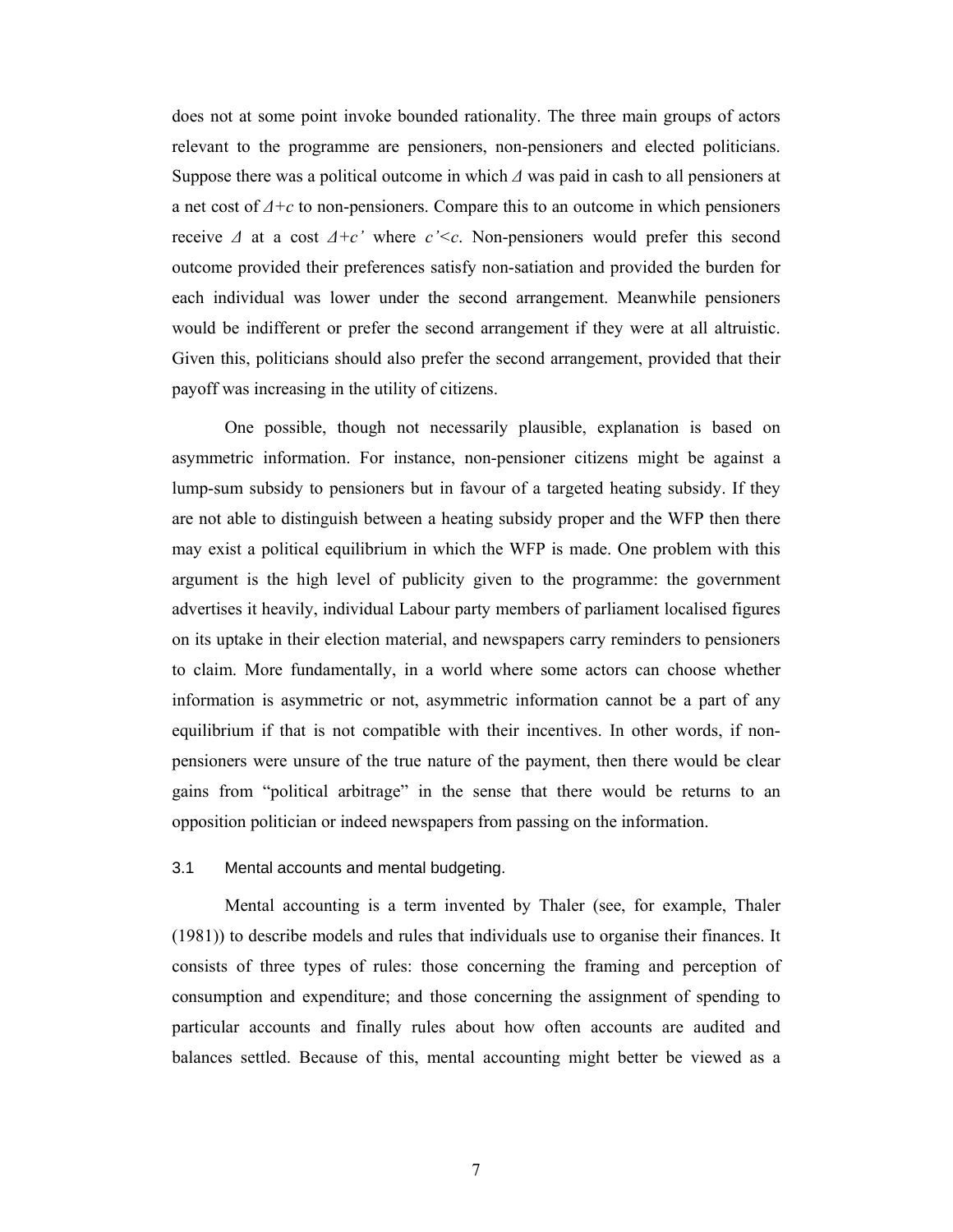does not at some point invoke bounded rationality. The three main groups of actors relevant to the programme are pensioners, non-pensioners and elected politicians. Suppose there was a political outcome in which $\Delta$ was paid in cash to all pensioners at a net cost of $\Delta+c$ to non-pensioners. Compare this to an outcome in which pensioners receive $\Delta$ at a cost $\Delta+c'$ where $c'<c$. Non-pensioners would prefer this second outcome provided their preferences satisfy non-satiation and provided the burden for each individual was lower under the second arrangement. Meanwhile pensioners would be indifferent or prefer the second arrangement if they were at all altruistic. Given this, politicians should also prefer the second arrangement, provided that their payoff was increasing in the utility of citizens.

One possible, though not necessarily plausible, explanation is based on asymmetric information. For instance, non-pensioner citizens might be against a lump-sum subsidy to pensioners but in favour of a targeted heating subsidy. If they are not able to distinguish between a heating subsidy proper and the WFP then there may exist a political equilibrium in which the WFP is made. One problem with this argument is the high level of publicity given to the programme: the government advertises it heavily, individual Labour party members of parliament localised figures on its uptake in their election material, and newspapers carry reminders to pensioners to claim. More fundamentally, in a world where some actors can choose whether information is asymmetric or not, asymmetric information cannot be a part of any equilibrium if that is not compatible with their incentives. In other words, if non-pensioners were unsure of the true nature of the payment, then there would be clear gains from "political arbitrage" in the sense that there would be returns to an opposition politician or indeed newspapers from passing on the information.

### 3.1 Mental accounts and mental budgeting.

Mental accounting is a term invented by Thaler (see, for example, Thaler (1981)) to describe models and rules that individuals use to organise their finances. It consists of three types of rules: those concerning the framing and perception of consumption and expenditure; and those concerning the assignment of spending to particular accounts and finally rules about how often accounts are audited and balances settled. Because of this, mental accounting might better be viewed as a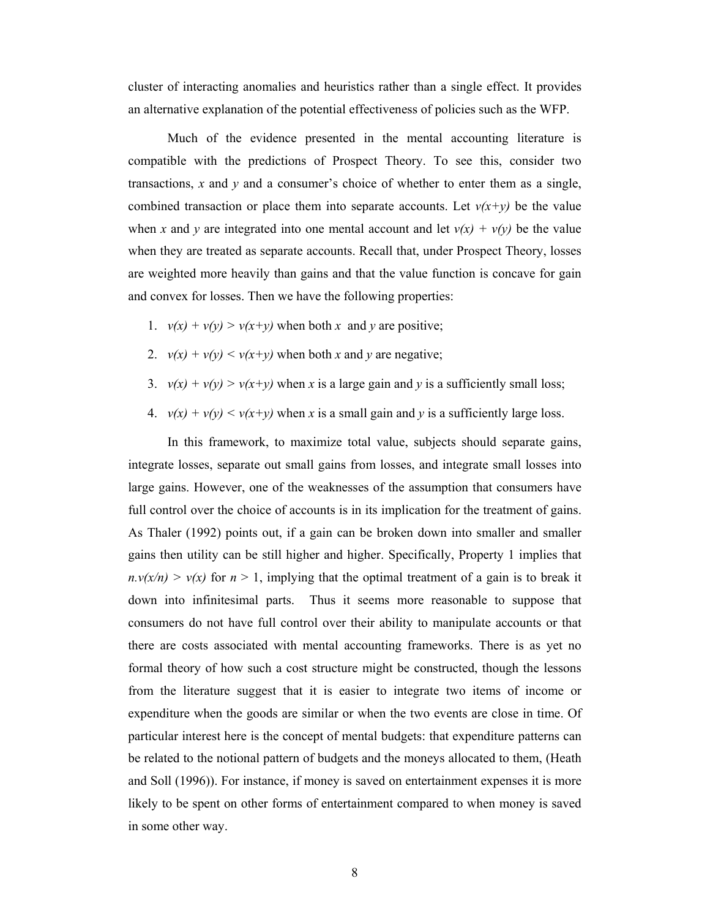cluster of interacting anomalies and heuristics rather than a single effect. It provides an alternative explanation of the potential effectiveness of policies such as the WFP.

Much of the evidence presented in the mental accounting literature is compatible with the predictions of Prospect Theory. To see this, consider two transactions, $x$ and $y$ and a consumer's choice of whether to enter them as a single, combined transaction or place them into separate accounts. Let $v(x+y)$ be the value when $x$ and $y$ are integrated into one mental account and let $v(x) + v(y)$ be the value when they are treated as separate accounts. Recall that, under Prospect Theory, losses are weighted more heavily than gains and that the value function is concave for gain and convex for losses. Then we have the following properties:

1. $v(x) + v(y) > v(x+y)$ when both $x$ and $y$ are positive;
2. $v(x) + v(y) < v(x+y)$ when both $x$ and $y$ are negative;
3. $v(x) + v(y) > v(x+y)$ when $x$ is a large gain and $y$ is a sufficiently small loss;
4. $v(x) + v(y) < v(x+y)$ when $x$ is a small gain and $y$ is a sufficiently large loss.

In this framework, to maximize total value, subjects should separate gains, integrate losses, separate out small gains from losses, and integrate small losses into large gains. However, one of the weaknesses of the assumption that consumers have full control over the choice of accounts is in its implication for the treatment of gains. As Thaler (1992) points out, if a gain can be broken down into smaller and smaller gains then utility can be still higher and higher. Specifically, Property 1 implies that $n.v(x/n) > v(x)$ for $n > 1$, implying that the optimal treatment of a gain is to break it down into infinitesimal parts. Thus it seems more reasonable to suppose that consumers do not have full control over their ability to manipulate accounts or that there are costs associated with mental accounting frameworks. There is as yet no formal theory of how such a cost structure might be constructed, though the lessons from the literature suggest that it is easier to integrate two items of income or expenditure when the goods are similar or when the two events are close in time. Of particular interest here is the concept of mental budgets: that expenditure patterns can be related to the notional pattern of budgets and the moneys allocated to them, (Heath and Soll (1996)). For instance, if money is saved on entertainment expenses it is more likely to be spent on other forms of entertainment compared to when money is saved in some other way.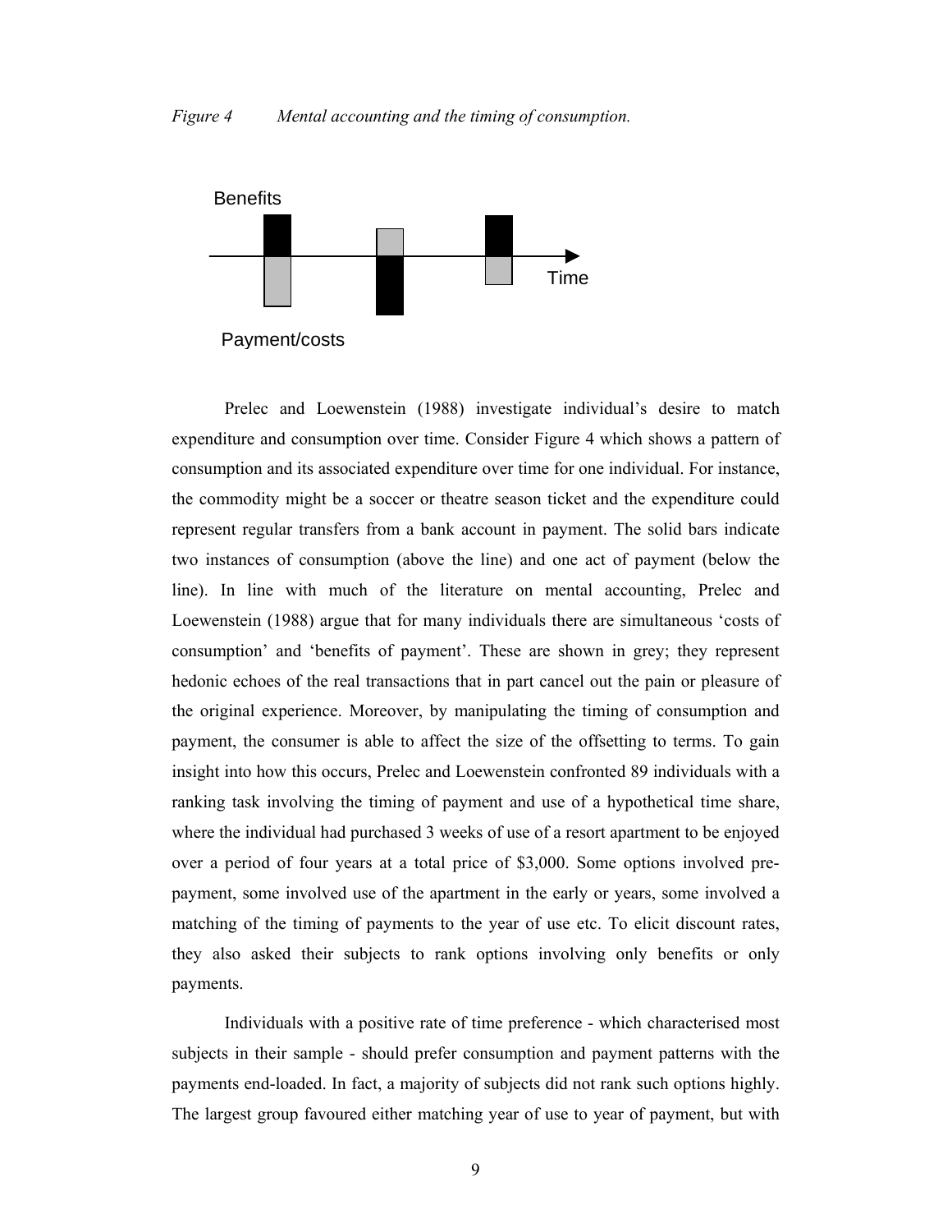*Figure 4 Mental accounting and the timing of consumption.*

Benefits

Time

Payment/costs

Prelec and Loewenstein (1988) investigate individual's desire to match expenditure and consumption over time. Consider Figure 4 which shows a pattern of consumption and its associated expenditure over time for one individual. For instance, the commodity might be a soccer or theatre season ticket and the expenditure could represent regular transfers from a bank account in payment. The solid bars indicate two instances of consumption (above the line) and one act of payment (below the line). In line with much of the literature on mental accounting, Prelec and Loewenstein (1988) argue that for many individuals there are simultaneous 'costs of consumption' and 'benefits of payment'. These are shown in grey; they represent hedonic echoes of the real transactions that in part cancel out the pain or pleasure of the original experience. Moreover, by manipulating the timing of consumption and payment, the consumer is able to affect the size of the offsetting to terms. To gain insight into how this occurs, Prelec and Loewenstein confronted 89 individuals with a ranking task involving the timing of payment and use of a hypothetical time share, where the individual had purchased 3 weeks of use of a resort apartment to be enjoyed over a period of four years at a total price of $3,000. Some options involved pre-payment, some involved use of the apartment in the early or years, some involved a matching of the timing of payments to the year of use etc. To elicit discount rates, they also asked their subjects to rank options involving only benefits or only payments.

Individuals with a positive rate of time preference - which characterised most subjects in their sample - should prefer consumption and payment patterns with the payments end-loaded. In fact, a majority of subjects did not rank such options highly. The largest group favoured either matching year of use to year of payment, but with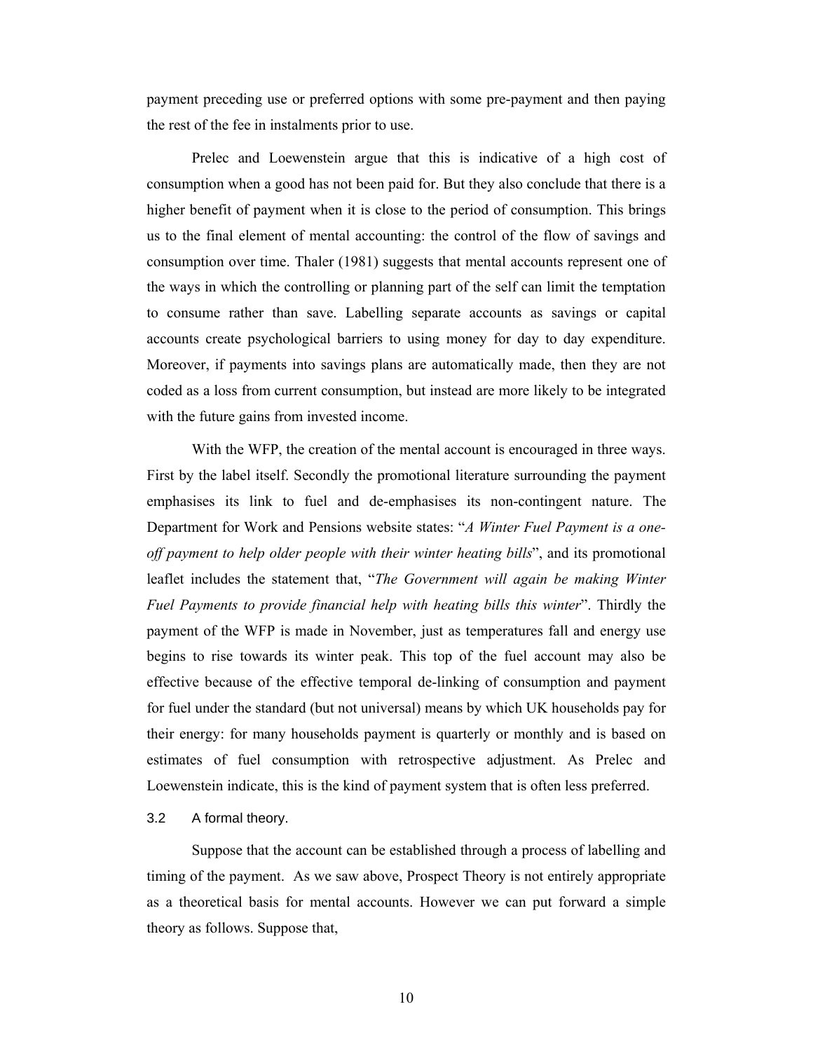payment preceding use or preferred options with some pre-payment and then paying the rest of the fee in instalments prior to use.

Prelec and Loewenstein argue that this is indicative of a high cost of consumption when a good has not been paid for. But they also conclude that there is a higher benefit of payment when it is close to the period of consumption. This brings us to the final element of mental accounting: the control of the flow of savings and consumption over time. Thaler (1981) suggests that mental accounts represent one of the ways in which the controlling or planning part of the self can limit the temptation to consume rather than save. Labelling separate accounts as savings or capital accounts create psychological barriers to using money for day to day expenditure. Moreover, if payments into savings plans are automatically made, then they are not coded as a loss from current consumption, but instead are more likely to be integrated with the future gains from invested income.

With the WFP, the creation of the mental account is encouraged in three ways. First by the label itself. Secondly the promotional literature surrounding the payment emphasises its link to fuel and de-emphasises its non-contingent nature. The Department for Work and Pensions website states: "*A Winter Fuel Payment is a one-off payment to help older people with their winter heating bills*", and its promotional leaflet includes the statement that, "*The Government will again be making Winter Fuel Payments to provide financial help with heating bills this winter*". Thirdly the payment of the WFP is made in November, just as temperatures fall and energy use begins to rise towards its winter peak. This top of the fuel account may also be effective because of the effective temporal de-linking of consumption and payment for fuel under the standard (but not universal) means by which UK households pay for their energy: for many households payment is quarterly or monthly and is based on estimates of fuel consumption with retrospective adjustment. As Prelec and Loewenstein indicate, this is the kind of payment system that is often less preferred.

### 3.2 A formal theory.

Suppose that the account can be established through a process of labelling and timing of the payment. As we saw above, Prospect Theory is not entirely appropriate as a theoretical basis for mental accounts. However we can put forward a simple theory as follows. Suppose that,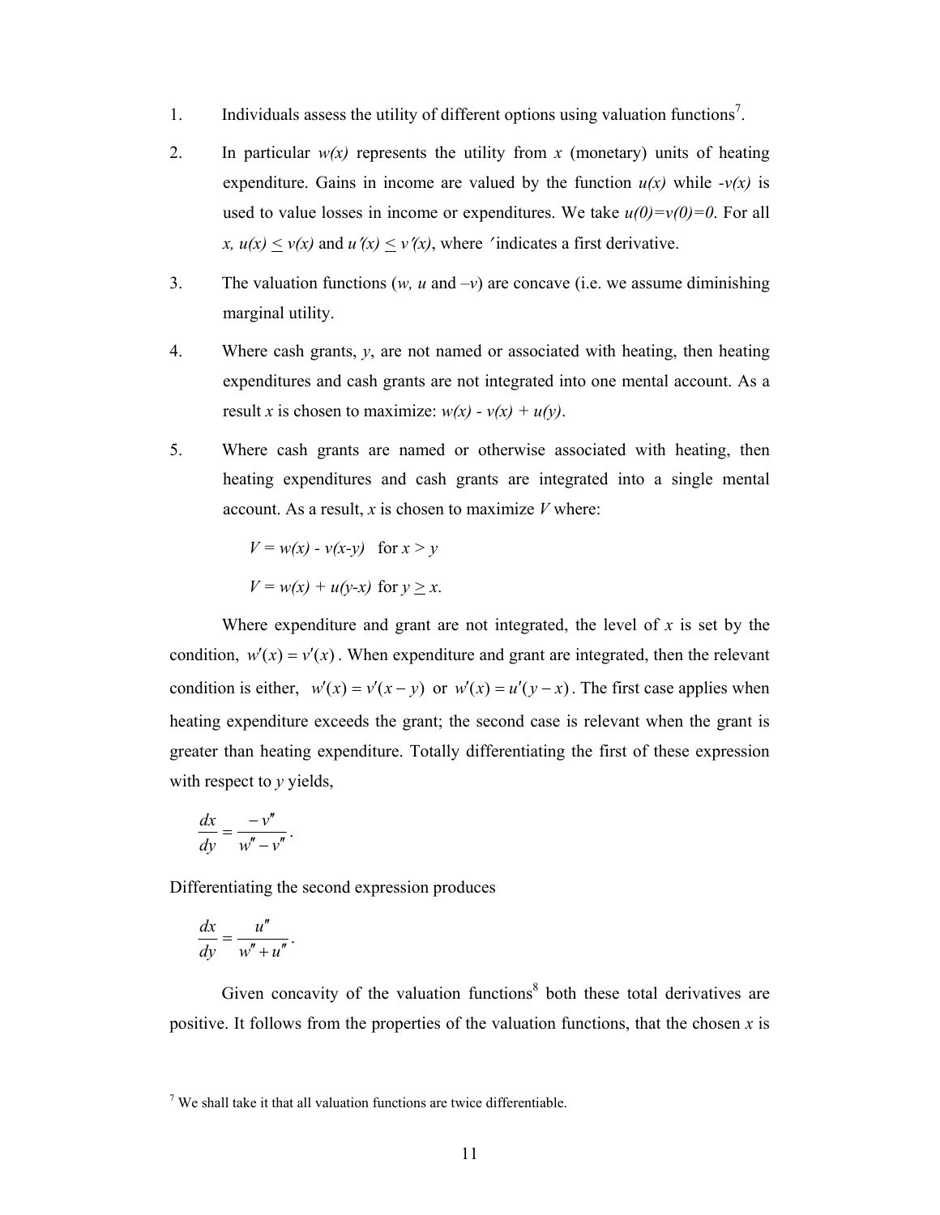1. Individuals assess the utility of different options using valuation functions[7].

2. In particular *w(x)* represents the utility from *x* (monetary) units of heating expenditure. Gains in income are valued by the function *u(x)* while *-v(x)* is used to value losses in income or expenditures. We take $u(0)=v(0)=0$. For all *x*, $u(x) \leq v(x)$ and $u'(x) \leq v'(x)$, where $'$ indicates a first derivative.

3. The valuation functions (*w, u* and *–v*) are concave (i.e. we assume diminishing marginal utility.

4. Where cash grants, *y*, are not named or associated with heating, then heating expenditures and cash grants are not integrated into one mental account. As a result *x* is chosen to maximize: $w(x) - v(x) + u(y)$.

5. Where cash grants are named or otherwise associated with heating, then heating expenditures and cash grants are integrated into a single mental account. As a result, *x* is chosen to maximize *V* where:

   $V = w(x) - v(x\text{-}y)$ for $x > y$

   $V = w(x) + u(y\text{-}x)$ for $y \geq x$.

Where expenditure and grant are not integrated, the level of *x* is set by the condition, $w'(x) = v'(x)$. When expenditure and grant are integrated, then the relevant condition is either, $w'(x) = v'(x-y)$ or $w'(x) = u'(y-x)$. The first case applies when heating expenditure exceeds the grant; the second case is relevant when the grant is greater than heating expenditure. Totally differentiating the first of these expression with respect to *y* yields,

$$\frac{dx}{dy} = \frac{-v''}{w'' - v''}.$$

Differentiating the second expression produces

$$\frac{dx}{dy} = \frac{u''}{w'' + u''}.$$

Given concavity of the valuation functions[8] both these total derivatives are positive. It follows from the properties of the valuation functions, that the chosen *x* is

[7] We shall take it that all valuation functions are twice differentiable.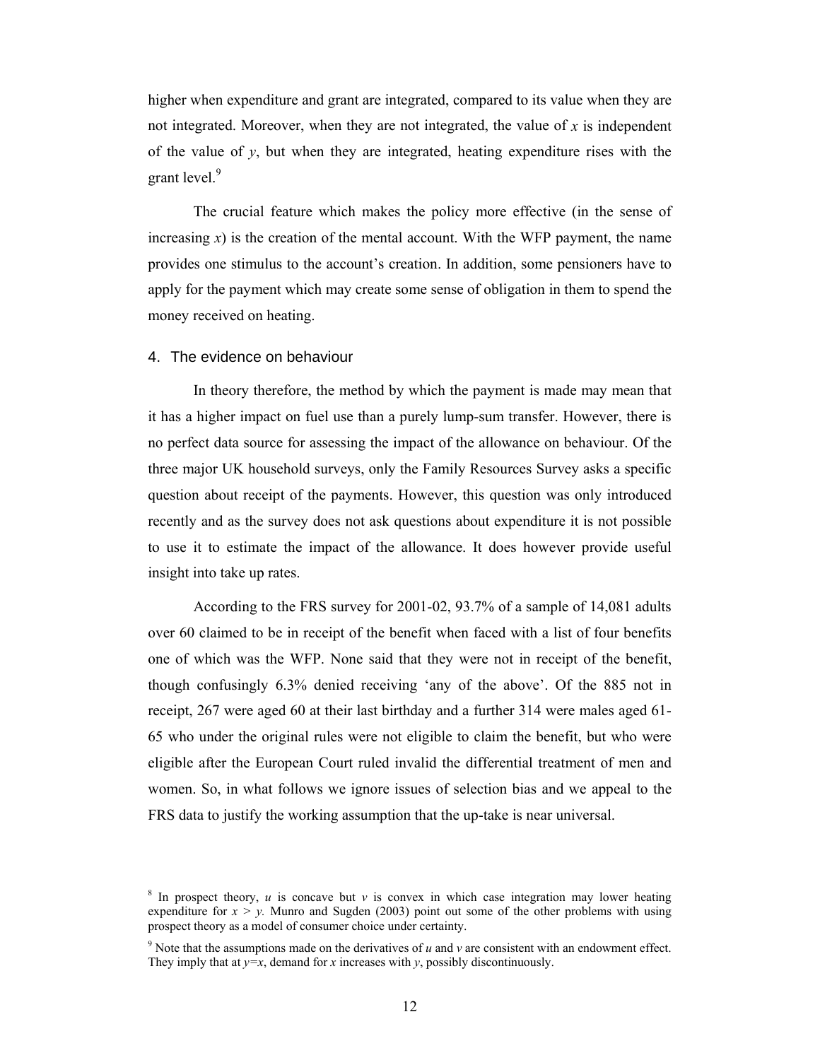higher when expenditure and grant are integrated, compared to its value when they are not integrated. Moreover, when they are not integrated, the value of $x$ is independent of the value of $y$, but when they are integrated, heating expenditure rises with the grant level.[9]

The crucial feature which makes the policy more effective (in the sense of increasing $x$) is the creation of the mental account. With the WFP payment, the name provides one stimulus to the account's creation. In addition, some pensioners have to apply for the payment which may create some sense of obligation in them to spend the money received on heating.

## 4. The evidence on behaviour

In theory therefore, the method by which the payment is made may mean that it has a higher impact on fuel use than a purely lump-sum transfer. However, there is no perfect data source for assessing the impact of the allowance on behaviour. Of the three major UK household surveys, only the Family Resources Survey asks a specific question about receipt of the payments. However, this question was only introduced recently and as the survey does not ask questions about expenditure it is not possible to use it to estimate the impact of the allowance. It does however provide useful insight into take up rates.

According to the FRS survey for 2001-02, 93.7% of a sample of 14,081 adults over 60 claimed to be in receipt of the benefit when faced with a list of four benefits one of which was the WFP. None said that they were not in receipt of the benefit, though confusingly 6.3% denied receiving 'any of the above'. Of the 885 not in receipt, 267 were aged 60 at their last birthday and a further 314 were males aged 61-65 who under the original rules were not eligible to claim the benefit, but who were eligible after the European Court ruled invalid the differential treatment of men and women. So, in what follows we ignore issues of selection bias and we appeal to the FRS data to justify the working assumption that the up-take is near universal.

---

[8] In prospect theory, $u$ is concave but $v$ is convex in which case integration may lower heating expenditure for $x > y$. Munro and Sugden (2003) point out some of the other problems with using prospect theory as a model of consumer choice under certainty.

[9] Note that the assumptions made on the derivatives of $u$ and $v$ are consistent with an endowment effect. They imply that at $y=x$, demand for $x$ increases with $y$, possibly discontinuously.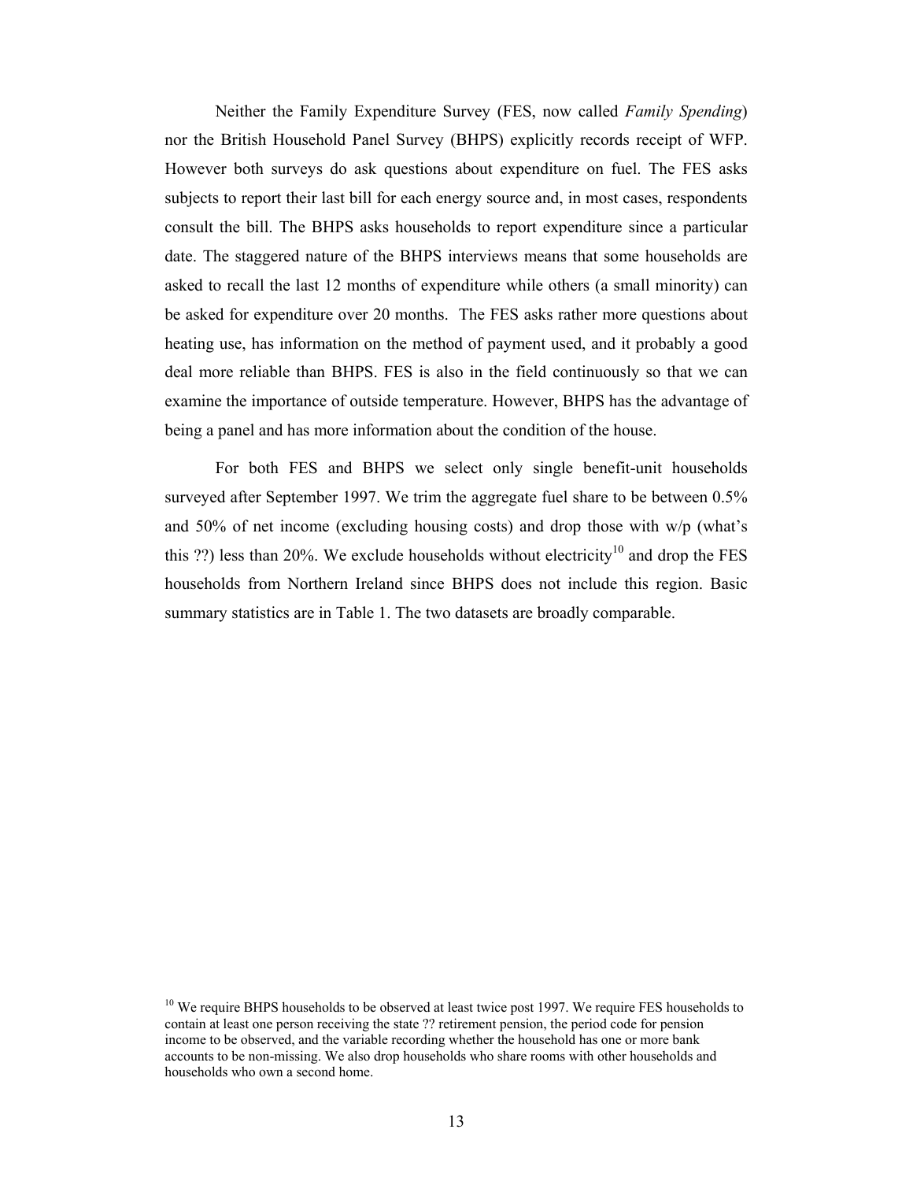Neither the Family Expenditure Survey (FES, now called *Family Spending*) nor the British Household Panel Survey (BHPS) explicitly records receipt of WFP. However both surveys do ask questions about expenditure on fuel. The FES asks subjects to report their last bill for each energy source and, in most cases, respondents consult the bill. The BHPS asks households to report expenditure since a particular date. The staggered nature of the BHPS interviews means that some households are asked to recall the last 12 months of expenditure while others (a small minority) can be asked for expenditure over 20 months. The FES asks rather more questions about heating use, has information on the method of payment used, and it probably a good deal more reliable than BHPS. FES is also in the field continuously so that we can examine the importance of outside temperature. However, BHPS has the advantage of being a panel and has more information about the condition of the house.

For both FES and BHPS we select only single benefit-unit households surveyed after September 1997. We trim the aggregate fuel share to be between 0.5% and 50% of net income (excluding housing costs) and drop those with w/p (what's this ??) less than 20%. We exclude households without electricity[10] and drop the FES households from Northern Ireland since BHPS does not include this region. Basic summary statistics are in Table 1. The two datasets are broadly comparable.

[10] We require BHPS households to be observed at least twice post 1997. We require FES households to contain at least one person receiving the state ?? retirement pension, the period code for pension income to be observed, and the variable recording whether the household has one or more bank accounts to be non-missing. We also drop households who share rooms with other households and households who own a second home.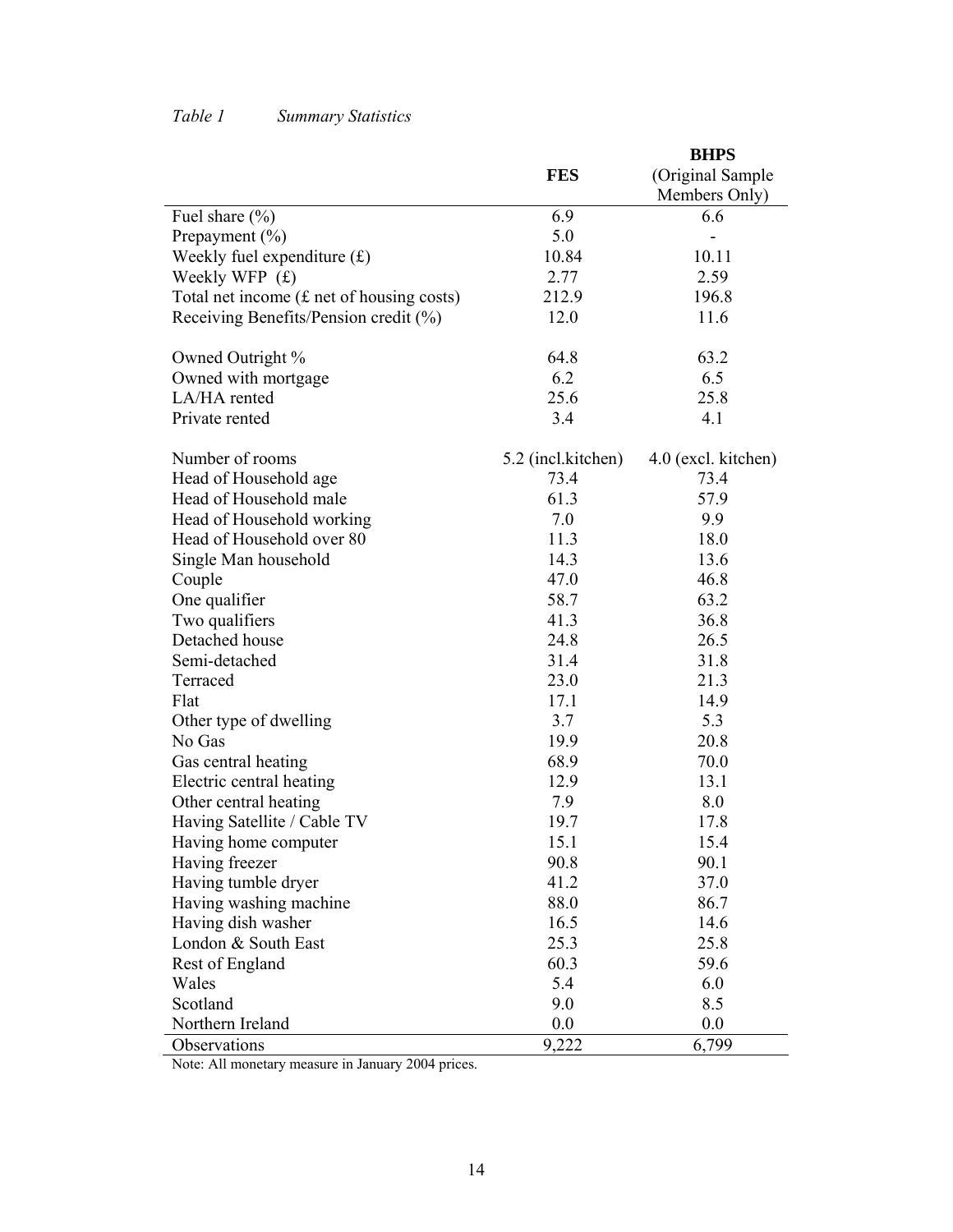*Table 1 Summary Statistics*

| | FES | BHPS (Original Sample Members Only) |
|---|---|---|
| Fuel share (%) | 6.9 | 6.6 |
| Prepayment (%) | 5.0 | - |
| Weekly fuel expenditure (£) | 10.84 | 10.11 |
| Weekly WFP (£) | 2.77 | 2.59 |
| Total net income (£ net of housing costs) | 212.9 | 196.8 |
| Receiving Benefits/Pension credit (%) | 12.0 | 11.6 |
| | | |
| Owned Outright % | 64.8 | 63.2 |
| Owned with mortgage | 6.2 | 6.5 |
| LA/HA rented | 25.6 | 25.8 |
| Private rented | 3.4 | 4.1 |
| | | |
| Number of rooms | 5.2 (incl.kitchen) | 4.0 (excl. kitchen) |
| Head of Household age | 73.4 | 73.4 |
| Head of Household male | 61.3 | 57.9 |
| Head of Household working | 7.0 | 9.9 |
| Head of Household over 80 | 11.3 | 18.0 |
| Single Man household | 14.3 | 13.6 |
| Couple | 47.0 | 46.8 |
| One qualifier | 58.7 | 63.2 |
| Two qualifiers | 41.3 | 36.8 |
| Detached house | 24.8 | 26.5 |
| Semi-detached | 31.4 | 31.8 |
| Terraced | 23.0 | 21.3 |
| Flat | 17.1 | 14.9 |
| Other type of dwelling | 3.7 | 5.3 |
| No Gas | 19.9 | 20.8 |
| Gas central heating | 68.9 | 70.0 |
| Electric central heating | 12.9 | 13.1 |
| Other central heating | 7.9 | 8.0 |
| Having Satellite / Cable TV | 19.7 | 17.8 |
| Having home computer | 15.1 | 15.4 |
| Having freezer | 90.8 | 90.1 |
| Having tumble dryer | 41.2 | 37.0 |
| Having washing machine | 88.0 | 86.7 |
| Having dish washer | 16.5 | 14.6 |
| London & South East | 25.3 | 25.8 |
| Rest of England | 60.3 | 59.6 |
| Wales | 5.4 | 6.0 |
| Scotland | 9.0 | 8.5 |
| Northern Ireland | 0.0 | 0.0 |
| Observations | 9,222 | 6,799 |

Note: All monetary measure in January 2004 prices.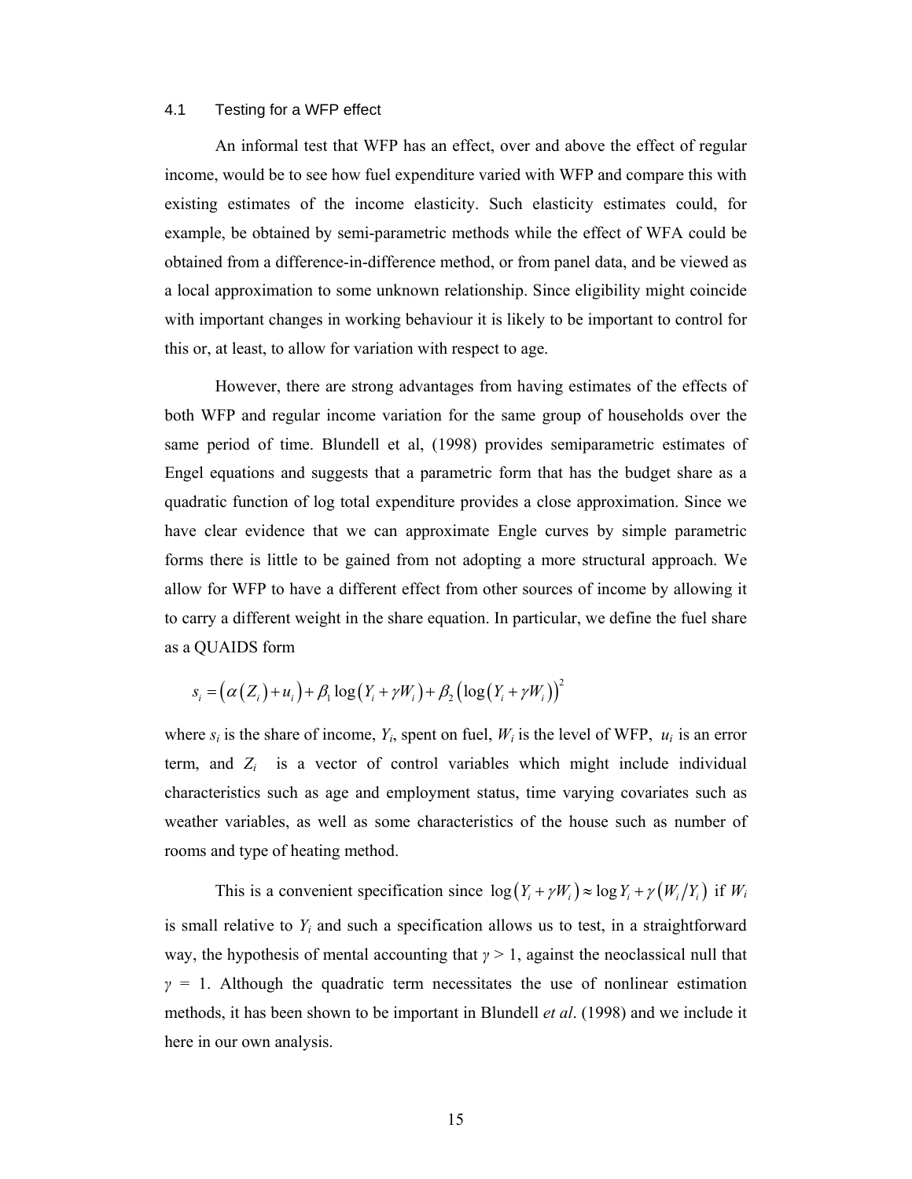### 4.1 Testing for a WFP effect

An informal test that WFP has an effect, over and above the effect of regular income, would be to see how fuel expenditure varied with WFP and compare this with existing estimates of the income elasticity. Such elasticity estimates could, for example, be obtained by semi-parametric methods while the effect of WFA could be obtained from a difference-in-difference method, or from panel data, and be viewed as a local approximation to some unknown relationship. Since eligibility might coincide with important changes in working behaviour it is likely to be important to control for this or, at least, to allow for variation with respect to age.

However, there are strong advantages from having estimates of the effects of both WFP and regular income variation for the same group of households over the same period of time. Blundell et al, (1998) provides semiparametric estimates of Engel equations and suggests that a parametric form that has the budget share as a quadratic function of log total expenditure provides a close approximation. Since we have clear evidence that we can approximate Engle curves by simple parametric forms there is little to be gained from not adopting a more structural approach. We allow for WFP to have a different effect from other sources of income by allowing it to carry a different weight in the share equation. In particular, we define the fuel share as a QUAIDS form

$$s_i = \left(\alpha\left(Z_i\right) + u_i\right) + \beta_1 \log\left(Y_i + \gamma W_i\right) + \beta_2 \left(\log\left(Y_i + \gamma W_i\right)\right)^2$$

where $s_i$ is the share of income, $Y_i$, spent on fuel, $W_i$ is the level of WFP, $u_i$ is an error term, and $Z_i$ is a vector of control variables which might include individual characteristics such as age and employment status, time varying covariates such as weather variables, as well as some characteristics of the house such as number of rooms and type of heating method.

This is a convenient specification since $\log\left(Y_i + \gamma W_i\right) \approx \log Y_i + \gamma\left(W_i / Y_i\right)$ if $W_i$ is small relative to $Y_i$ and such a specification allows us to test, in a straightforward way, the hypothesis of mental accounting that $\gamma > 1$, against the neoclassical null that $\gamma = 1$. Although the quadratic term necessitates the use of nonlinear estimation methods, it has been shown to be important in Blundell *et al*. (1998) and we include it here in our own analysis.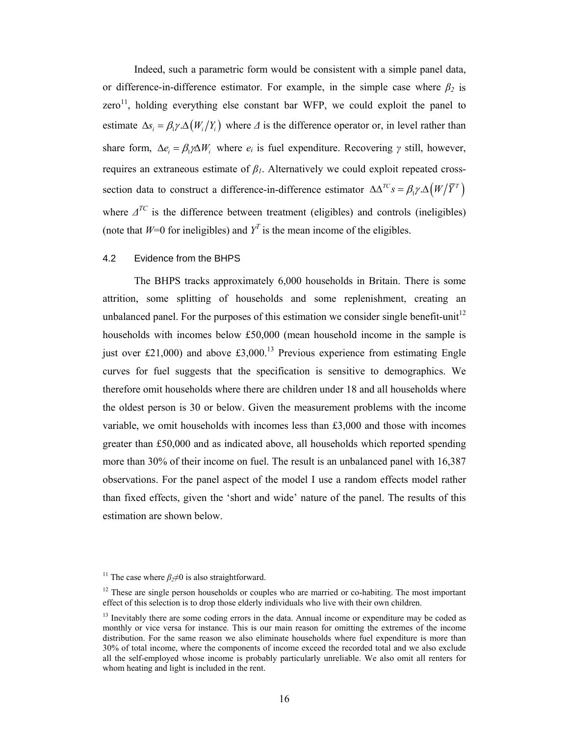Indeed, such a parametric form would be consistent with a simple panel data, or difference-in-difference estimator. For example, in the simple case where $\beta_2$ is zero[11], holding everything else constant bar WFP, we could exploit the panel to estimate $\Delta s_i = \beta_1 \gamma . \Delta (W_i / Y_i)$ where $\Delta$ is the difference operator or, in level rather than share form, $\Delta e_i = \beta_1 \gamma \Delta W_i$ where $e_i$ is fuel expenditure. Recovering $\gamma$ still, however, requires an extraneous estimate of $\beta_1$. Alternatively we could exploit repeated cross-section data to construct a difference-in-difference estimator $\Delta \Delta^{TC} s = \beta_1 \gamma . \Delta (W / \bar{Y}^T)$ where $\Delta^{TC}$ is the difference between treatment (eligibles) and controls (ineligibles) (note that $W$=0 for ineligibles) and $Y^T$ is the mean income of the eligibles.

### 4.2 Evidence from the BHPS

The BHPS tracks approximately 6,000 households in Britain. There is some attrition, some splitting of households and some replenishment, creating an unbalanced panel. For the purposes of this estimation we consider single benefit-unit[12] households with incomes below £50,000 (mean household income in the sample is just over £21,000) and above £3,000.[13] Previous experience from estimating Engle curves for fuel suggests that the specification is sensitive to demographics. We therefore omit households where there are children under 18 and all households where the oldest person is 30 or below. Given the measurement problems with the income variable, we omit households with incomes less than £3,000 and those with incomes greater than £50,000 and as indicated above, all households which reported spending more than 30% of their income on fuel. The result is an unbalanced panel with 16,387 observations. For the panel aspect of the model I use a random effects model rather than fixed effects, given the 'short and wide' nature of the panel. The results of this estimation are shown below.

---

[11] The case where $\beta_2 \neq 0$ is also straightforward.

[12] These are single person households or couples who are married or co-habiting. The most important effect of this selection is to drop those elderly individuals who live with their own children.

[13] Inevitably there are some coding errors in the data. Annual income or expenditure may be coded as monthly or vice versa for instance. This is our main reason for omitting the extremes of the income distribution. For the same reason we also eliminate households where fuel expenditure is more than 30% of total income, where the components of income exceed the recorded total and we also exclude all the self-employed whose income is probably particularly unreliable. We also omit all renters for whom heating and light is included in the rent.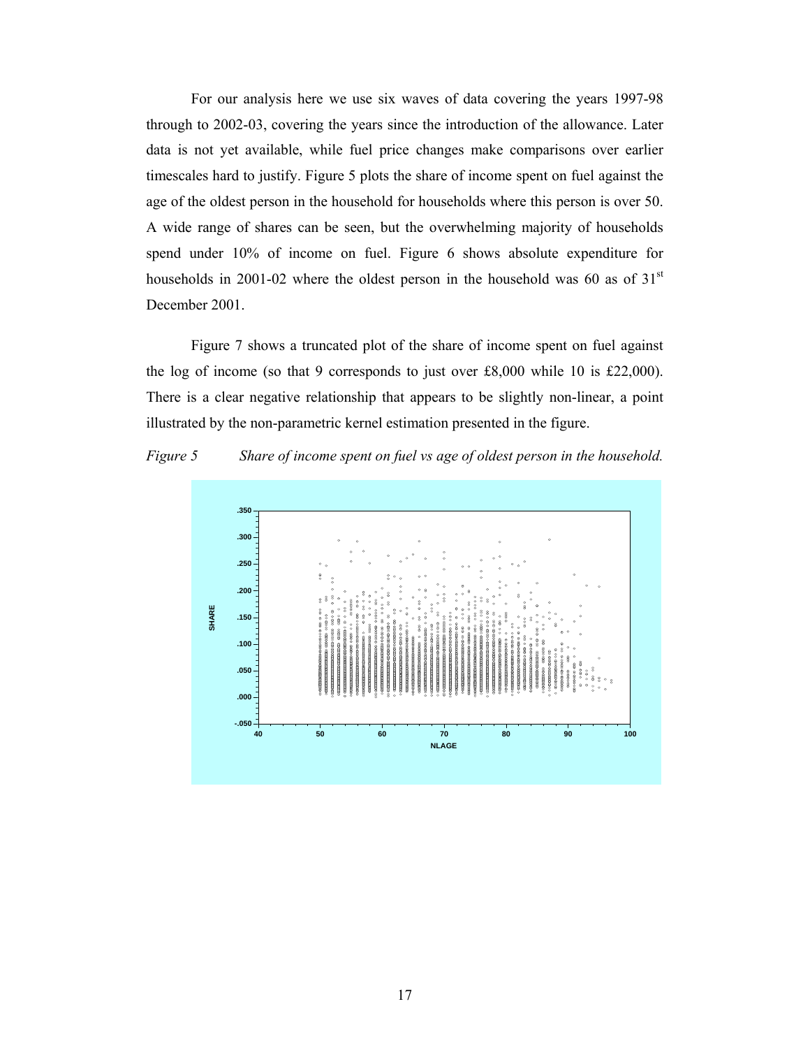For our analysis here we use six waves of data covering the years 1997-98 through to 2002-03, covering the years since the introduction of the allowance. Later data is not yet available, while fuel price changes make comparisons over earlier timescales hard to justify. Figure 5 plots the share of income spent on fuel against the age of the oldest person in the household for households where this person is over 50. A wide range of shares can be seen, but the overwhelming majority of households spend under 10% of income on fuel. Figure 6 shows absolute expenditure for households in 2001-02 where the oldest person in the household was 60 as of 31st December 2001.

Figure 7 shows a truncated plot of the share of income spent on fuel against the log of income (so that 9 corresponds to just over £8,000 while 10 is £22,000). There is a clear negative relationship that appears to be slightly non-linear, a point illustrated by the non-parametric kernel estimation presented in the figure.

*Figure 5 Share of income spent on fuel vs age of oldest person in the household.*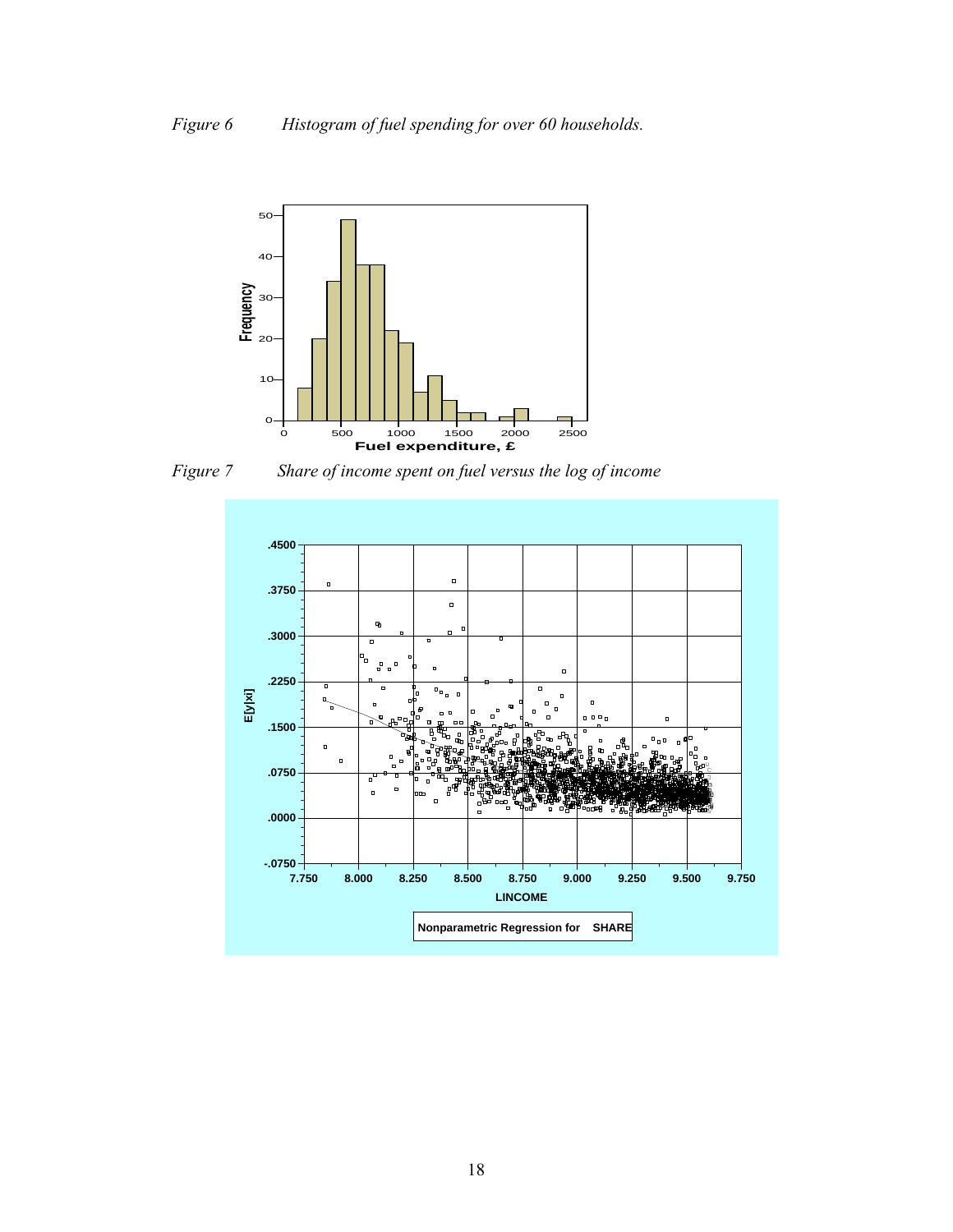*Figure 6 Histogram of fuel spending for over 60 households.*

*Figure 7 Share of income spent on fuel versus the log of income*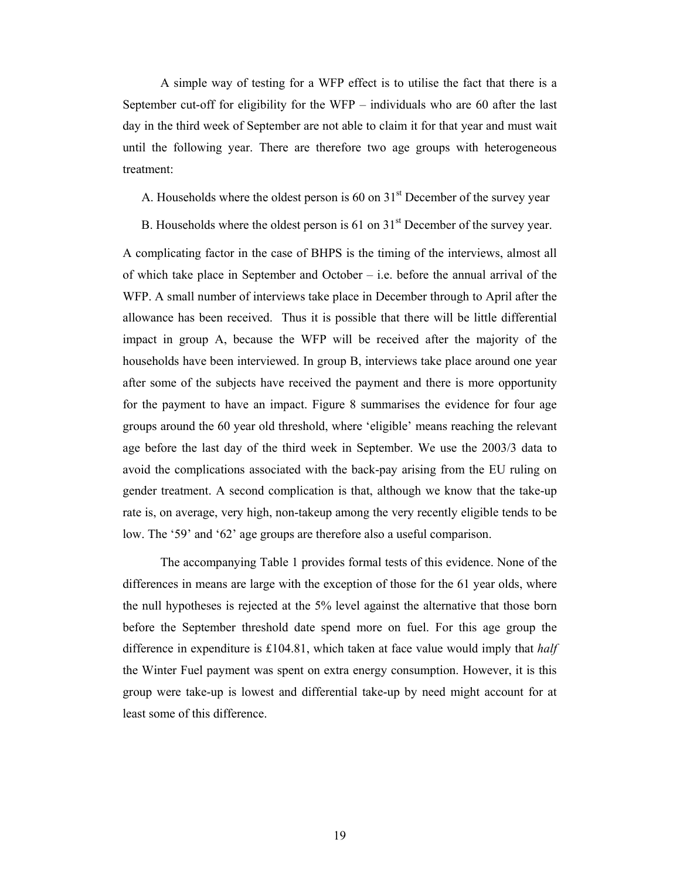A simple way of testing for a WFP effect is to utilise the fact that there is a September cut-off for eligibility for the WFP – individuals who are 60 after the last day in the third week of September are not able to claim it for that year and must wait until the following year. There are therefore two age groups with heterogeneous treatment:

A. Households where the oldest person is 60 on 31st December of the survey year

B. Households where the oldest person is 61 on 31st December of the survey year.

A complicating factor in the case of BHPS is the timing of the interviews, almost all of which take place in September and October – i.e. before the annual arrival of the WFP. A small number of interviews take place in December through to April after the allowance has been received. Thus it is possible that there will be little differential impact in group A, because the WFP will be received after the majority of the households have been interviewed. In group B, interviews take place around one year after some of the subjects have received the payment and there is more opportunity for the payment to have an impact. Figure 8 summarises the evidence for four age groups around the 60 year old threshold, where 'eligible' means reaching the relevant age before the last day of the third week in September. We use the 2003/3 data to avoid the complications associated with the back-pay arising from the EU ruling on gender treatment. A second complication is that, although we know that the take-up rate is, on average, very high, non-takeup among the very recently eligible tends to be low. The '59' and '62' age groups are therefore also a useful comparison.

The accompanying Table 1 provides formal tests of this evidence. None of the differences in means are large with the exception of those for the 61 year olds, where the null hypotheses is rejected at the 5% level against the alternative that those born before the September threshold date spend more on fuel. For this age group the difference in expenditure is £104.81, which taken at face value would imply that *half* the Winter Fuel payment was spent on extra energy consumption. However, it is this group were take-up is lowest and differential take-up by need might account for at least some of this difference.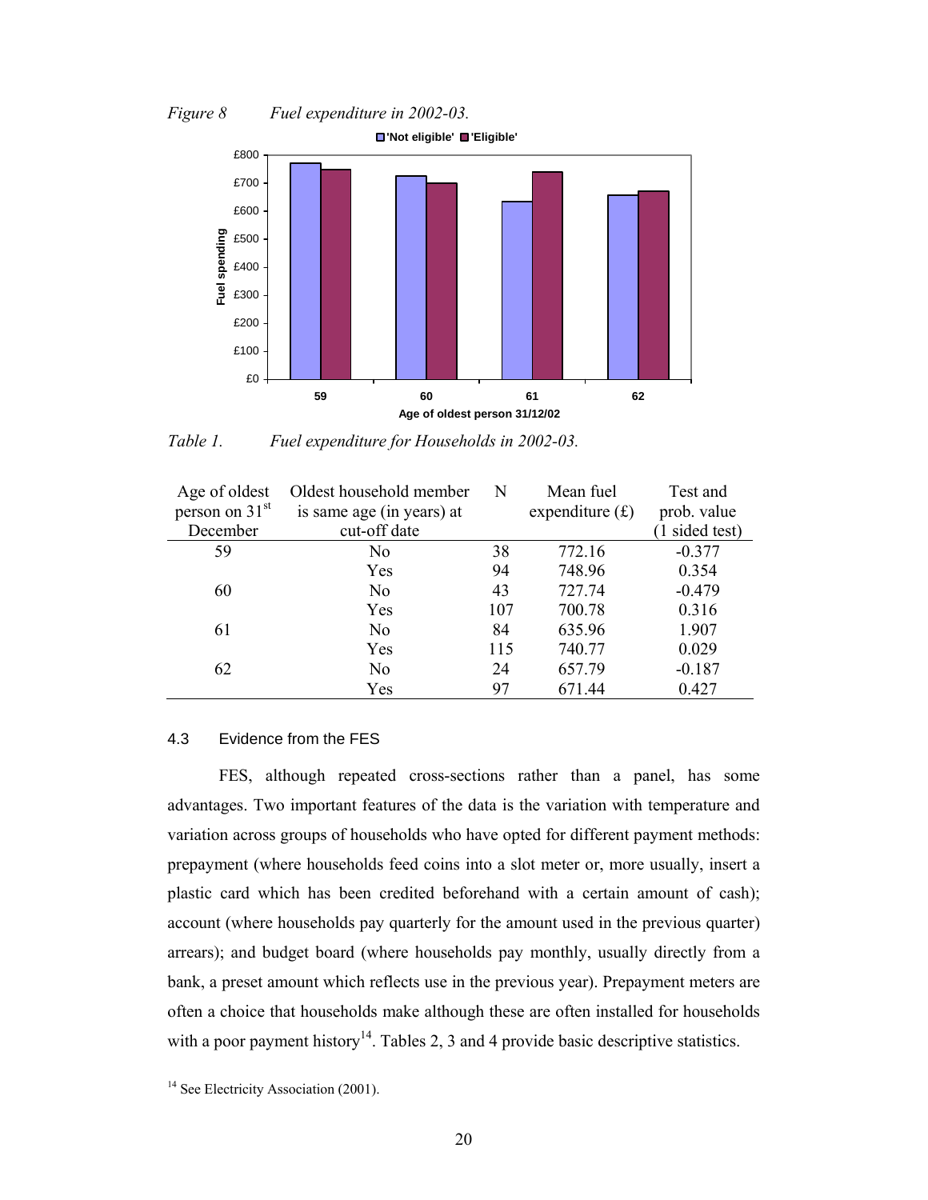*Figure 8 Fuel expenditure in 2002-03.*

*Table 1. Fuel expenditure for Households in 2002-03.*

| Age of oldest person on 31st December | Oldest household member is same age (in years) at cut-off date | N | Mean fuel expenditure (£) | Test and prob. value (1 sided test) |
|---|---|---|---|---|
| 59 | No | 38 | 772.16 | -0.377 |
| | Yes | 94 | 748.96 | 0.354 |
| 60 | No | 43 | 727.74 | -0.479 |
| | Yes | 107 | 700.78 | 0.316 |
| 61 | No | 84 | 635.96 | 1.907 |
| | Yes | 115 | 740.77 | 0.029 |
| 62 | No | 24 | 657.79 | -0.187 |
| | Yes | 97 | 671.44 | 0.427 |

### 4.3 Evidence from the FES

FES, although repeated cross-sections rather than a panel, has some advantages. Two important features of the data is the variation with temperature and variation across groups of households who have opted for different payment methods: prepayment (where households feed coins into a slot meter or, more usually, insert a plastic card which has been credited beforehand with a certain amount of cash); account (where households pay quarterly for the amount used in the previous quarter) arrears); and budget board (where households pay monthly, usually directly from a bank, a preset amount which reflects use in the previous year). Prepayment meters are often a choice that households make although these are often installed for households with a poor payment history[14]. Tables 2, 3 and 4 provide basic descriptive statistics.

[14] See Electricity Association (2001).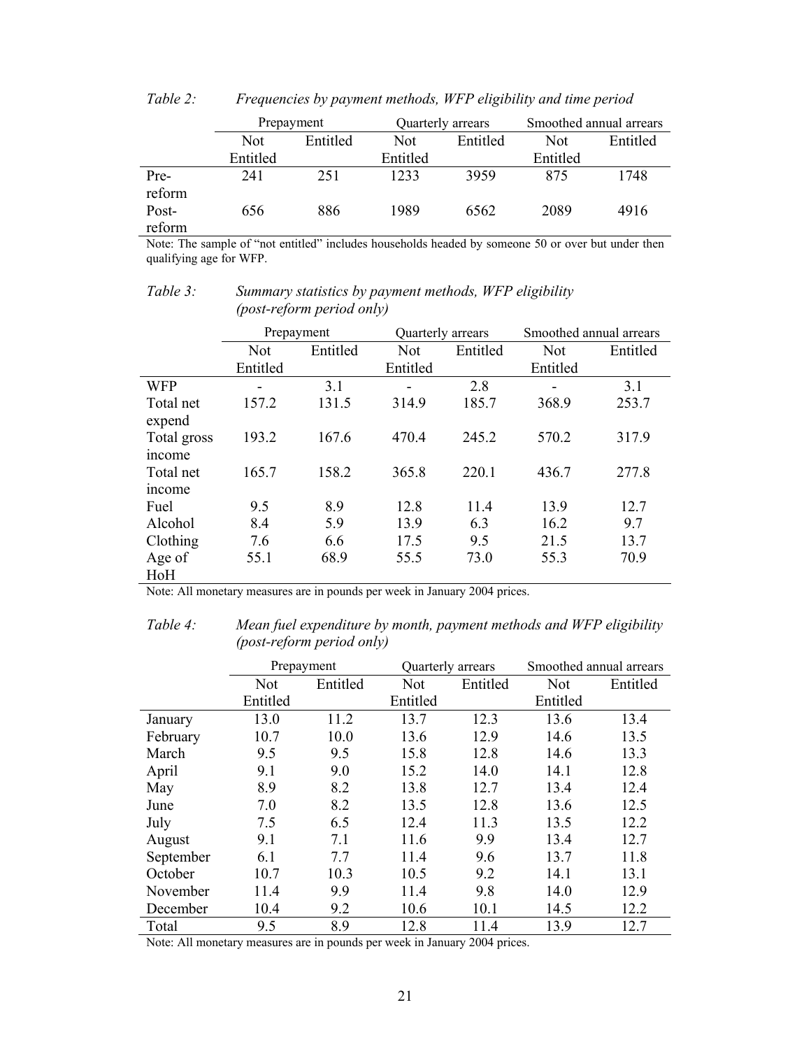*Table 2: Frequencies by payment methods, WFP eligibility and time period*

| | Prepayment | | Quarterly arrears | | Smoothed annual arrears | |
|---|---|---|---|---|---|---|
| | Not Entitled | Entitled | Not Entitled | Entitled | Not Entitled | Entitled |
| Pre-reform | 241 | 251 | 1233 | 3959 | 875 | 1748 |
| Post-reform | 656 | 886 | 1989 | 6562 | 2089 | 4916 |

Note: The sample of "not entitled" includes households headed by someone 50 or over but under then qualifying age for WFP.

*Table 3: Summary statistics by payment methods, WFP eligibility (post-reform period only)*

| | Prepayment | | Quarterly arrears | | Smoothed annual arrears | |
|---|---|---|---|---|---|---|
| | Not Entitled | Entitled | Not Entitled | Entitled | Not Entitled | Entitled |
| WFP | - | 3.1 | - | 2.8 | - | 3.1 |
| Total net expend | 157.2 | 131.5 | 314.9 | 185.7 | 368.9 | 253.7 |
| Total gross income | 193.2 | 167.6 | 470.4 | 245.2 | 570.2 | 317.9 |
| Total net income | 165.7 | 158.2 | 365.8 | 220.1 | 436.7 | 277.8 |
| Fuel | 9.5 | 8.9 | 12.8 | 11.4 | 13.9 | 12.7 |
| Alcohol | 8.4 | 5.9 | 13.9 | 6.3 | 16.2 | 9.7 |
| Clothing | 7.6 | 6.6 | 17.5 | 9.5 | 21.5 | 13.7 |
| Age of HoH | 55.1 | 68.9 | 55.5 | 73.0 | 55.3 | 70.9 |

Note: All monetary measures are in pounds per week in January 2004 prices.

*Table 4: Mean fuel expenditure by month, payment methods and WFP eligibility (post-reform period only)*

| | Prepayment | | Quarterly arrears | | Smoothed annual arrears | |
|---|---|---|---|---|---|---|
| | Not Entitled | Entitled | Not Entitled | Entitled | Not Entitled | Entitled |
| January | 13.0 | 11.2 | 13.7 | 12.3 | 13.6 | 13.4 |
| February | 10.7 | 10.0 | 13.6 | 12.9 | 14.6 | 13.5 |
| March | 9.5 | 9.5 | 15.8 | 12.8 | 14.6 | 13.3 |
| April | 9.1 | 9.0 | 15.2 | 14.0 | 14.1 | 12.8 |
| May | 8.9 | 8.2 | 13.8 | 12.7 | 13.4 | 12.4 |
| June | 7.0 | 8.2 | 13.5 | 12.8 | 13.6 | 12.5 |
| July | 7.5 | 6.5 | 12.4 | 11.3 | 13.5 | 12.2 |
| August | 9.1 | 7.1 | 11.6 | 9.9 | 13.4 | 12.7 |
| September | 6.1 | 7.7 | 11.4 | 9.6 | 13.7 | 11.8 |
| October | 10.7 | 10.3 | 10.5 | 9.2 | 14.1 | 13.1 |
| November | 11.4 | 9.9 | 11.4 | 9.8 | 14.0 | 12.9 |
| December | 10.4 | 9.2 | 10.6 | 10.1 | 14.5 | 12.2 |
| Total | 9.5 | 8.9 | 12.8 | 11.4 | 13.9 | 12.7 |

Note: All monetary measures are in pounds per week in January 2004 prices.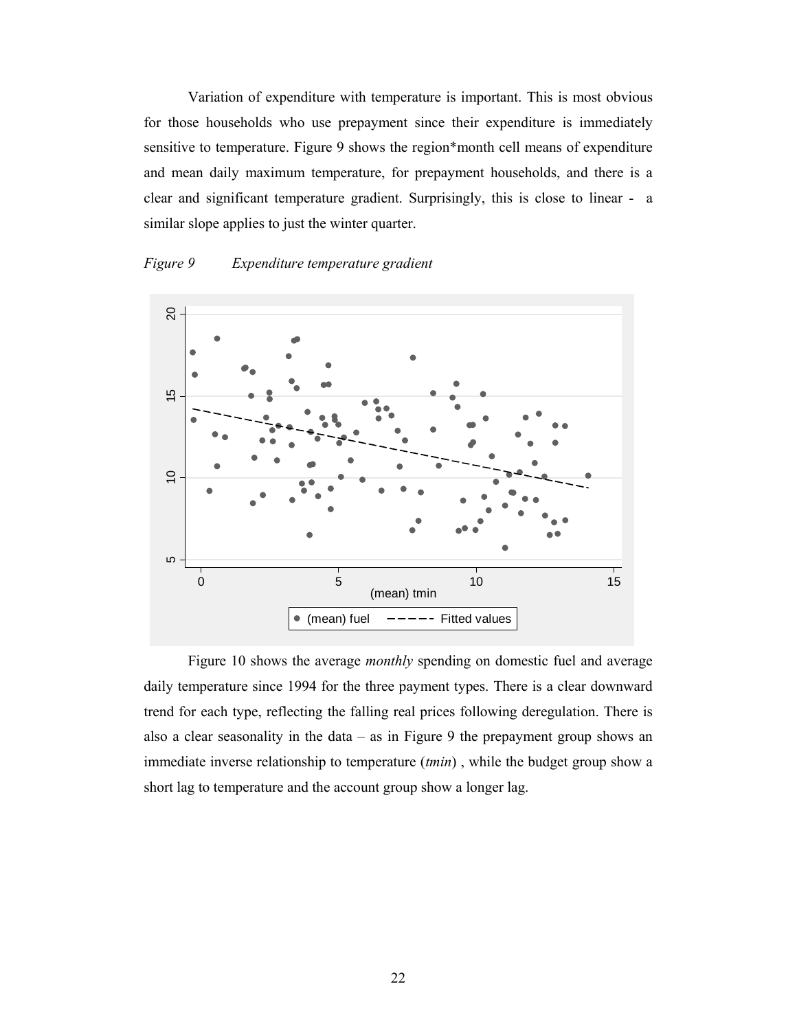Variation of expenditure with temperature is important. This is most obvious for those households who use prepayment since their expenditure is immediately sensitive to temperature. Figure 9 shows the region*month cell means of expenditure and mean daily maximum temperature, for prepayment households, and there is a clear and significant temperature gradient. Surprisingly, this is close to linear - a similar slope applies to just the winter quarter.

*Figure 9 Expenditure temperature gradient*

Figure 10 shows the average *monthly* spending on domestic fuel and average daily temperature since 1994 for the three payment types. There is a clear downward trend for each type, reflecting the falling real prices following deregulation. There is also a clear seasonality in the data – as in Figure 9 the prepayment group shows an immediate inverse relationship to temperature (*tmin*) , while the budget group show a short lag to temperature and the account group show a longer lag.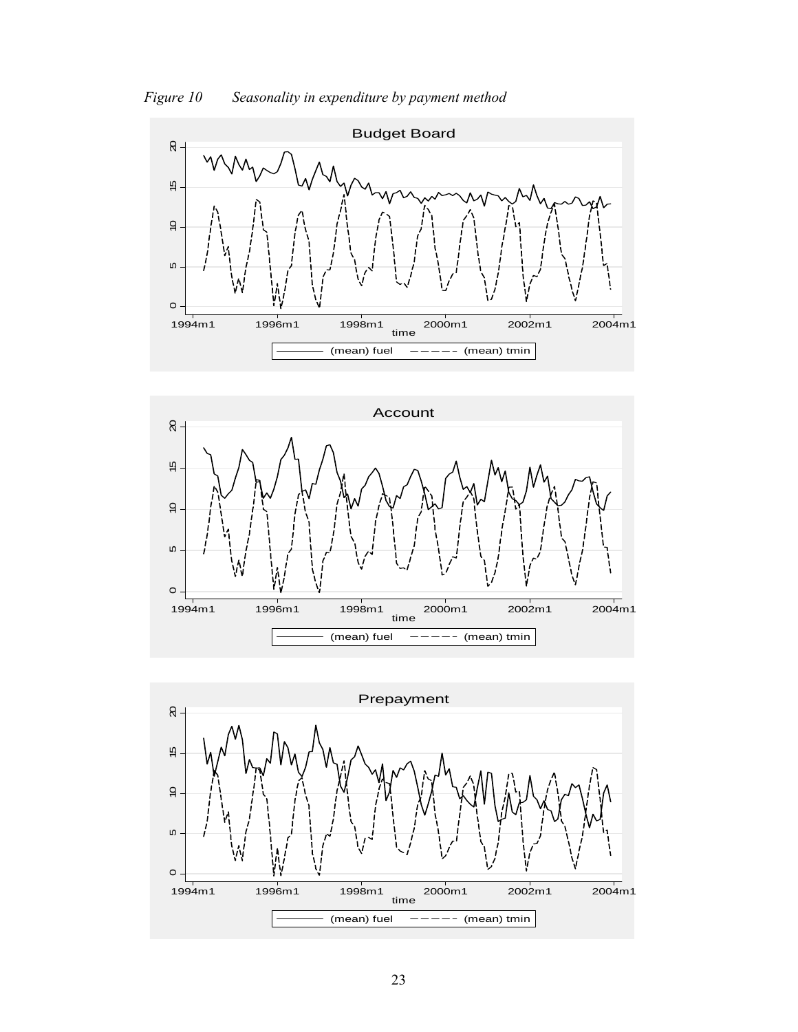*Figure 10 Seasonality in expenditure by payment method*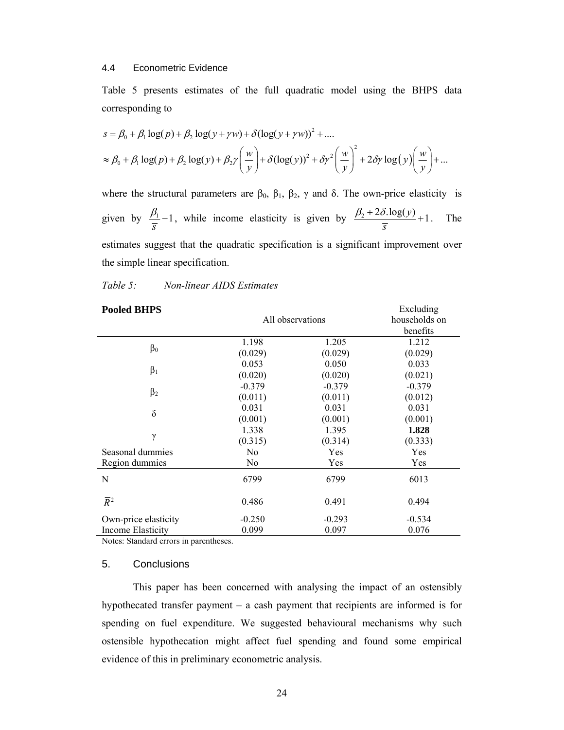### 4.4 Econometric Evidence

Table 5 presents estimates of the full quadratic model using the BHPS data corresponding to

$$
\begin{aligned}
s &= \beta_0 + \beta_1 \log(p) + \beta_2 \log(y + \gamma w) + \delta(\log(y + \gamma w))^2 + .... \\
&\approx \beta_0 + \beta_1 \log(p) + \beta_2 \log(y) + \beta_2 \gamma \left(\frac{w}{y}\right) + \delta(\log(y))^2 + \delta\gamma^2 \left(\frac{w}{y}\right)^2 + 2\delta\gamma \log(y)\left(\frac{w}{y}\right) + ...
\end{aligned}
$$

where the structural parameters are $\beta_0$, $\beta_1$, $\beta_2$, $\gamma$ and $\delta$. The own-price elasticity is given by $\frac{\beta_1}{\overline{s}} - 1$, while income elasticity is given by $\frac{\beta_2 + 2\delta.\log(y)}{\overline{s}} + 1$. The estimates suggest that the quadratic specification is a significant improvement over the simple linear specification.

*Table 5: Non-linear AIDS Estimates*

| **Pooled BHPS** | All observations | | Excluding households on benefits |
|---|---|---|---|
| $\beta_0$ | 1.198 | 1.205 | 1.212 |
| | (0.029) | (0.029) | (0.029) |
| $\beta_1$ | 0.053 | 0.050 | 0.033 |
| | (0.020) | (0.020) | (0.021) |
| $\beta_2$ | -0.379 | -0.379 | -0.379 |
| | (0.011) | (0.011) | (0.012) |
| $\delta$ | 0.031 | 0.031 | 0.031 |
| | (0.001) | (0.001) | (0.001) |
| $\gamma$ | 1.338 | 1.395 | **1.828** |
| | (0.315) | (0.314) | (0.333) |
| Seasonal dummies | No | Yes | Yes |
| Region dummies | No | Yes | Yes |
| N | 6799 | 6799 | 6013 |
| $\overline{R}^2$ | 0.486 | 0.491 | 0.494 |
| Own-price elasticity | -0.250 | -0.293 | -0.534 |
| Income Elasticity | 0.099 | 0.097 | 0.076 |

Notes: Standard errors in parentheses.

## 5. Conclusions

This paper has been concerned with analysing the impact of an ostensibly hypothecated transfer payment – a cash payment that recipients are informed is for spending on fuel expenditure. We suggested behavioural mechanisms why such ostensible hypothecation might affect fuel spending and found some empirical evidence of this in preliminary econometric analysis.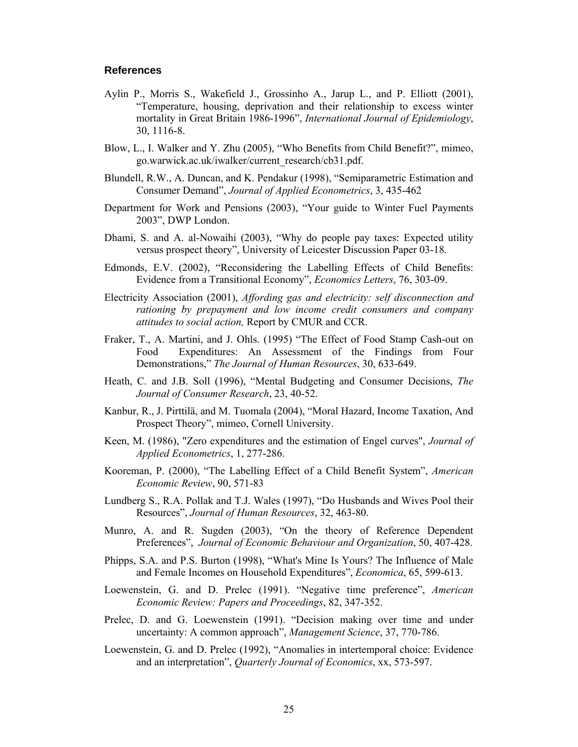## References

Aylin P., Morris S., Wakefield J., Grossinho A., Jarup L., and P. Elliott (2001), "Temperature, housing, deprivation and their relationship to excess winter mortality in Great Britain 1986-1996", *International Journal of Epidemiology*, 30, 1116-8.

Blow, L., I. Walker and Y. Zhu (2005), "Who Benefits from Child Benefit?", mimeo, go.warwick.ac.uk/iwalker/current_research/cb31.pdf.

Blundell, R.W., A. Duncan, and K. Pendakur (1998), "Semiparametric Estimation and Consumer Demand", *Journal of Applied Econometrics*, 3, 435-462

Department for Work and Pensions (2003), "Your guide to Winter Fuel Payments 2003", DWP London.

Dhami, S. and A. al-Nowaihi (2003), "Why do people pay taxes: Expected utility versus prospect theory", University of Leicester Discussion Paper 03-18.

Edmonds, E.V. (2002), "Reconsidering the Labelling Effects of Child Benefits: Evidence from a Transitional Economy", *Economics Letters*, 76, 303-09.

Electricity Association (2001), *Affording gas and electricity: self disconnection and rationing by prepayment and low income credit consumers and company attitudes to social action,* Report by CMUR and CCR.

Fraker, T., A. Martini, and J. Ohls. (1995) "The Effect of Food Stamp Cash-out on Food Expenditures: An Assessment of the Findings from Four Demonstrations," *The Journal of Human Resources*, 30, 633-649.

Heath, C. and J.B. Soll (1996), "Mental Budgeting and Consumer Decisions, *The Journal of Consumer Research*, 23, 40-52.

Kanbur, R., J. Pirttilä, and M. Tuomala (2004), "Moral Hazard, Income Taxation, And Prospect Theory", mimeo, Cornell University.

Keen, M. (1986), "Zero expenditures and the estimation of Engel curves", *Journal of Applied Econometrics*, 1, 277-286.

Kooreman, P. (2000), "The Labelling Effect of a Child Benefit System", *American Economic Review*, 90, 571-83

Lundberg S., R.A. Pollak and T.J. Wales (1997), "Do Husbands and Wives Pool their Resources", *Journal of Human Resources*, 32, 463-80.

Munro, A. and R. Sugden (2003), "On the theory of Reference Dependent Preferences", *Journal of Economic Behaviour and Organization*, 50, 407-428.

Phipps, S.A. and P.S. Burton (1998), "What's Mine Is Yours? The Influence of Male and Female Incomes on Household Expenditures", *Economica*, 65, 599-613.

Loewenstein, G. and D. Prelec (1991). "Negative time preference", *American Economic Review: Papers and Proceedings*, 82, 347-352.

Prelec, D. and G. Loewenstein (1991). "Decision making over time and under uncertainty: A common approach", *Management Science*, 37, 770-786.

Loewenstein, G. and D. Prelec (1992), "Anomalies in intertemporal choice: Evidence and an interpretation", *Quarterly Journal of Economics*, xx, 573-597.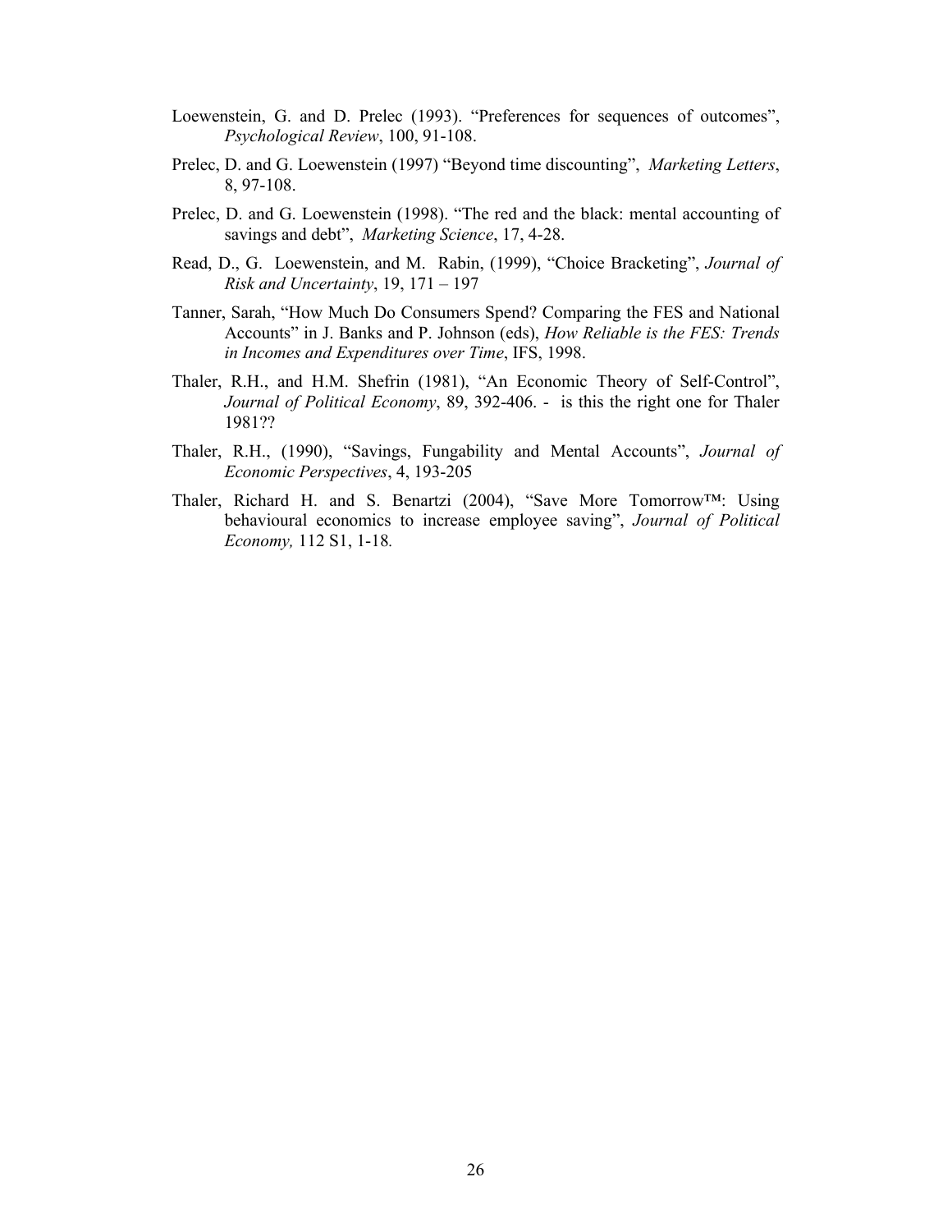Loewenstein, G. and D. Prelec (1993). "Preferences for sequences of outcomes", *Psychological Review*, 100, 91-108.

Prelec, D. and G. Loewenstein (1997) "Beyond time discounting", *Marketing Letters*, 8, 97-108.

Prelec, D. and G. Loewenstein (1998). "The red and the black: mental accounting of savings and debt", *Marketing Science*, 17, 4-28.

Read, D., G. Loewenstein, and M. Rabin, (1999), "Choice Bracketing", *Journal of Risk and Uncertainty*, 19, 171 – 197

Tanner, Sarah, "How Much Do Consumers Spend? Comparing the FES and National Accounts" in J. Banks and P. Johnson (eds), *How Reliable is the FES: Trends in Incomes and Expenditures over Time*, IFS, 1998.

Thaler, R.H., and H.M. Shefrin (1981), "An Economic Theory of Self-Control", *Journal of Political Economy*, 89, 392-406. - is this the right one for Thaler 1981??

Thaler, R.H., (1990), "Savings, Fungability and Mental Accounts", *Journal of Economic Perspectives*, 4, 193-205

Thaler, Richard H. and S. Benartzi (2004), "Save More Tomorrow™: Using behavioural economics to increase employee saving", *Journal of Political Economy,* 112 S1, 1-18*.*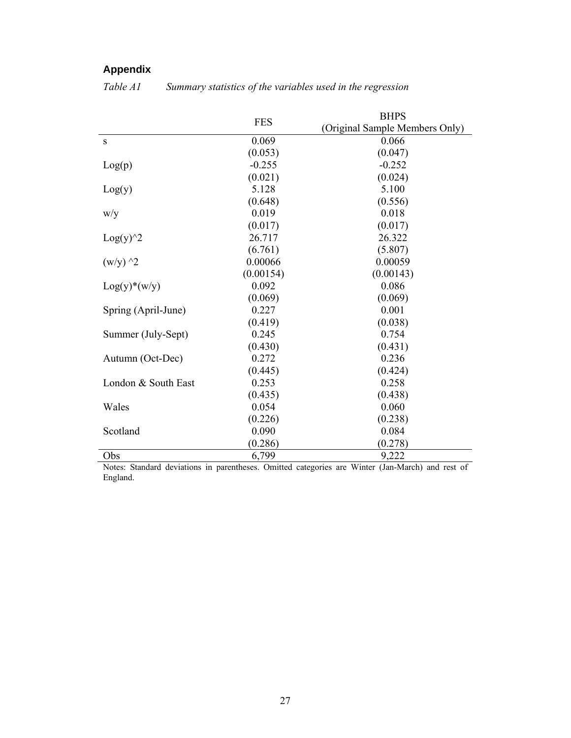## Appendix

*Table A1 Summary statistics of the variables used in the regression*

| | FES | BHPS (Original Sample Members Only) |
|---|---|---|
| s | 0.069 | 0.066 |
| | (0.053) | (0.047) |
| Log(p) | -0.255 | -0.252 |
| | (0.021) | (0.024) |
| Log(y) | 5.128 | 5.100 |
| | (0.648) | (0.556) |
| w/y | 0.019 | 0.018 |
| | (0.017) | (0.017) |
| Log(y)^2 | 26.717 | 26.322 |
| | (6.761) | (5.807) |
| (w/y) ^2 | 0.00066 | 0.00059 |
| | (0.00154) | (0.00143) |
| Log(y)*(w/y) | 0.092 | 0.086 |
| | (0.069) | (0.069) |
| Spring (April-June) | 0.227 | 0.001 |
| | (0.419) | (0.038) |
| Summer (July-Sept) | 0.245 | 0.754 |
| | (0.430) | (0.431) |
| Autumn (Oct-Dec) | 0.272 | 0.236 |
| | (0.445) | (0.424) |
| London & South East | 0.253 | 0.258 |
| | (0.435) | (0.438) |
| Wales | 0.054 | 0.060 |
| | (0.226) | (0.238) |
| Scotland | 0.090 | 0.084 |
| | (0.286) | (0.278) |
| Obs | 6,799 | 9,222 |

Notes: Standard deviations in parentheses. Omitted categories are Winter (Jan-March) and rest of England.